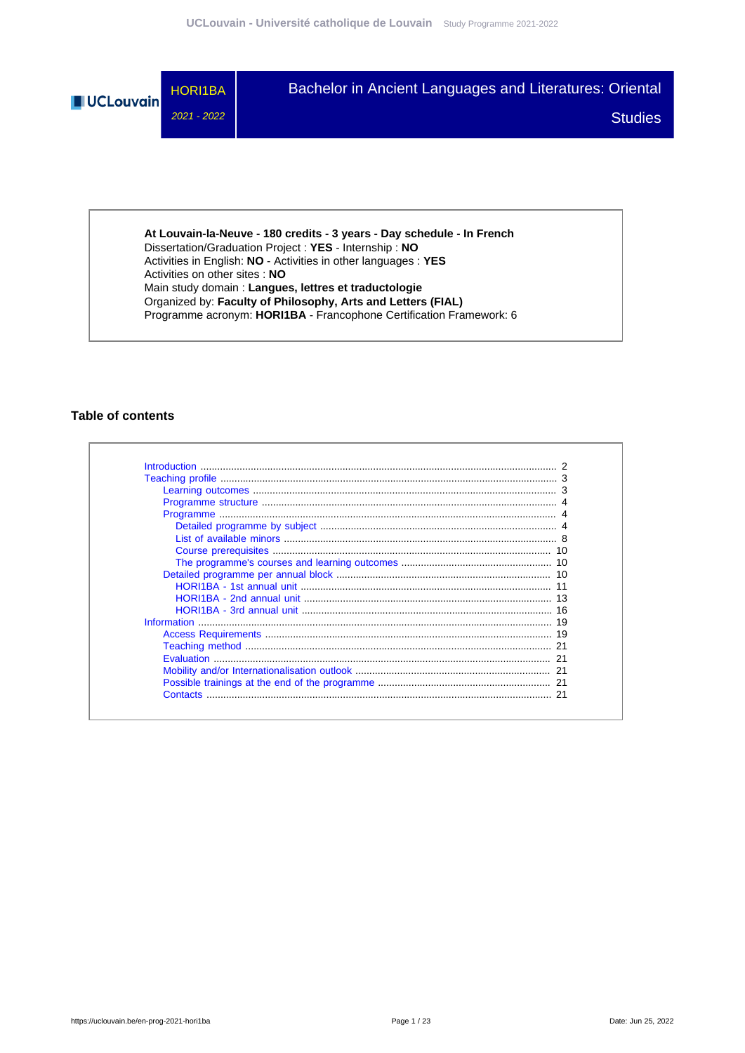# HORI1BA

*2021 - 2022*

# Bachelor in Ancient Languages and Literatures: Oriental Studies

**At Louvain-la-Neuve - 180 credits - 3 years - Day schedule - In French**
Dissertation/Graduation Project : **YES** - Internship : **NO**
Activities in English: **NO** - Activities in other languages : **YES**
Activities on other sites : **NO**
Main study domain : **Langues, lettres et traductologie**
Organized by: **Faculty of Philosophy, Arts and Letters (FIAL)**
Programme acronym: **HORI1BA** - Francophone Certification Framework: 6

## Table of contents

- Introduction ..... 2
- Teaching profile ..... 3
  - Learning outcomes ..... 3
  - Programme structure ..... 4
  - Programme ..... 4
    - Detailed programme by subject ..... 4
    - List of available minors ..... 8
    - Course prerequisites ..... 10
    - The programme's courses and learning outcomes ..... 10
  - Detailed programme per annual block ..... 10
    - HORI1BA - 1st annual unit ..... 11
    - HORI1BA - 2nd annual unit ..... 13
    - HORI1BA - 3rd annual unit ..... 16
- Information ..... 19
  - Access Requirements ..... 19
  - Teaching method ..... 21
  - Evaluation ..... 21
  - Mobility and/or Internationalisation outlook ..... 21
  - Possible trainings at the end of the programme ..... 21
  - Contacts ..... 21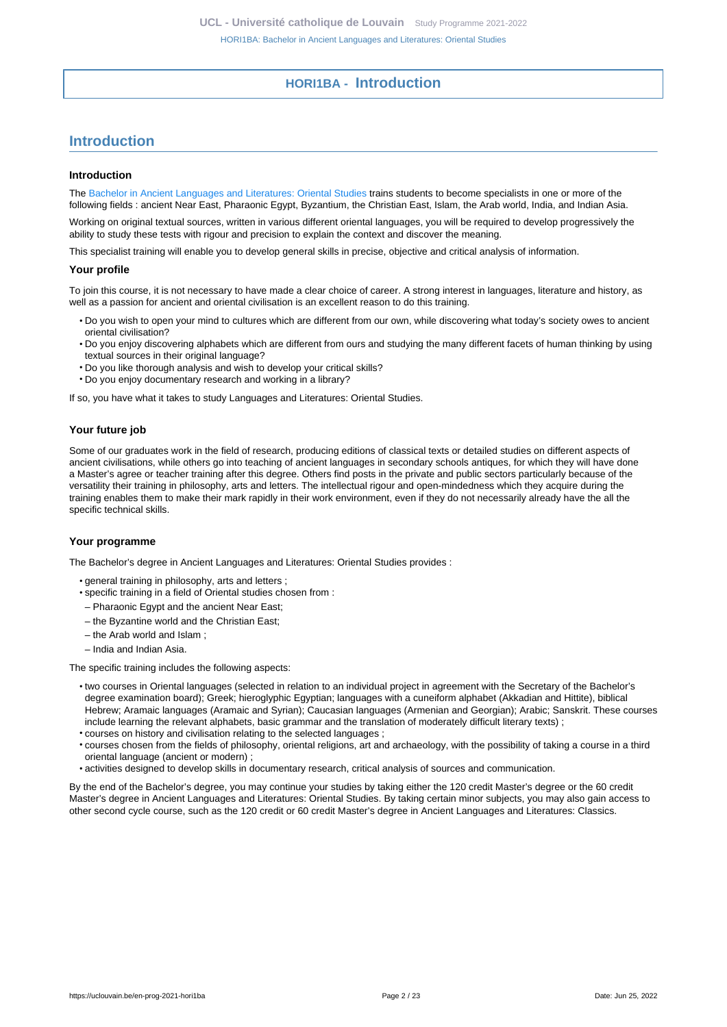# HORI1BA - Introduction

## Introduction

### Introduction

The Bachelor in Ancient Languages and Literatures: Oriental Studies trains students to become specialists in one or more of the following fields : ancient Near East, Pharaonic Egypt, Byzantium, the Christian East, Islam, the Arab world, India, and Indian Asia.

Working on original textual sources, written in various different oriental languages, you will be required to develop progressively the ability to study these tests with rigour and precision to explain the context and discover the meaning.

This specialist training will enable you to develop general skills in precise, objective and critical analysis of information.

### Your profile

To join this course, it is not necessary to have made a clear choice of career. A strong interest in languages, literature and history, as well as a passion for ancient and oriental civilisation is an excellent reason to do this training.

- Do you wish to open your mind to cultures which are different from our own, while discovering what today's society owes to ancient oriental civilisation?
- Do you enjoy discovering alphabets which are different from ours and studying the many different facets of human thinking by using textual sources in their original language?
- Do you like thorough analysis and wish to develop your critical skills?
- Do you enjoy documentary research and working in a library?

If so, you have what it takes to study Languages and Literatures: Oriental Studies.

### Your future job

Some of our graduates work in the field of research, producing editions of classical texts or detailed studies on different aspects of ancient civilisations, while others go into teaching of ancient languages in secondary schools antiques, for which they will have done a Master's agree or teacher training after this degree. Others find posts in the private and public sectors particularly because of the versatility their training in philosophy, arts and letters. The intellectual rigour and open-mindedness which they acquire during the training enables them to make their mark rapidly in their work environment, even if they do not necessarily already have the all the specific technical skills.

### Your programme

The Bachelor's degree in Ancient Languages and Literatures: Oriental Studies provides :

- general training in philosophy, arts and letters ;
- specific training in a field of Oriental studies chosen from :
  - Pharaonic Egypt and the ancient Near East;
  - the Byzantine world and the Christian East;
  - the Arab world and Islam ;
  - India and Indian Asia.

The specific training includes the following aspects:

- two courses in Oriental languages (selected in relation to an individual project in agreement with the Secretary of the Bachelor's degree examination board); Greek; hieroglyphic Egyptian; languages with a cuneiform alphabet (Akkadian and Hittite), biblical Hebrew; Aramaic languages (Aramaic and Syrian); Caucasian languages (Armenian and Georgian); Arabic; Sanskrit. These courses include learning the relevant alphabets, basic grammar and the translation of moderately difficult literary texts) ;
- courses on history and civilisation relating to the selected languages ;
- courses chosen from the fields of philosophy, oriental religions, art and archaeology, with the possibility of taking a course in a third oriental language (ancient or modern) ;
- activities designed to develop skills in documentary research, critical analysis of sources and communication.

By the end of the Bachelor's degree, you may continue your studies by taking either the 120 credit Master's degree or the 60 credit Master's degree in Ancient Languages and Literatures: Oriental Studies. By taking certain minor subjects, you may also gain access to other second cycle course, such as the 120 credit or 60 credit Master's degree in Ancient Languages and Literatures: Classics.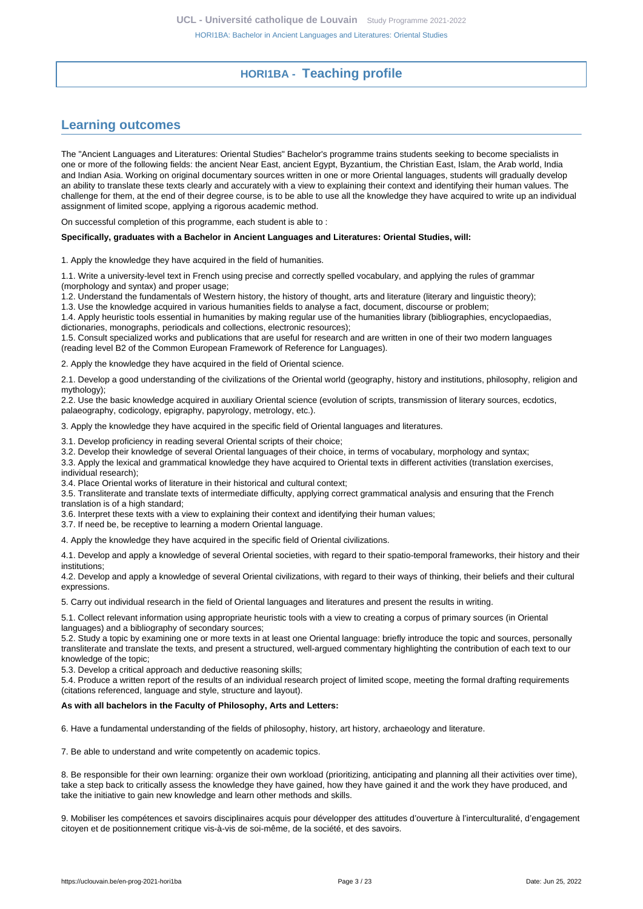# HORI1BA - Teaching profile

## Learning outcomes

The "Ancient Languages and Literatures: Oriental Studies" Bachelor's programme trains students seeking to become specialists in one or more of the following fields: the ancient Near East, ancient Egypt, Byzantium, the Christian East, Islam, the Arab world, India and Indian Asia. Working on original documentary sources written in one or more Oriental languages, students will gradually develop an ability to translate these texts clearly and accurately with a view to explaining their context and identifying their human values. The challenge for them, at the end of their degree course, is to be able to use all the knowledge they have acquired to write up an individual assignment of limited scope, applying a rigorous academic method.

On successful completion of this programme, each student is able to :

**Specifically, graduates with a Bachelor in Ancient Languages and Literatures: Oriental Studies, will:**

1. Apply the knowledge they have acquired in the field of humanities.

1.1. Write a university-level text in French using precise and correctly spelled vocabulary, and applying the rules of grammar (morphology and syntax) and proper usage;
1.2. Understand the fundamentals of Western history, the history of thought, arts and literature (literary and linguistic theory);
1.3. Use the knowledge acquired in various humanities fields to analyse a fact, document, discourse or problem;
1.4. Apply heuristic tools essential in humanities by making regular use of the humanities library (bibliographies, encyclopaedias, dictionaries, monographs, periodicals and collections, electronic resources);
1.5. Consult specialized works and publications that are useful for research and are written in one of their two modern languages (reading level B2 of the Common European Framework of Reference for Languages).

2. Apply the knowledge they have acquired in the field of Oriental science.

2.1. Develop a good understanding of the civilizations of the Oriental world (geography, history and institutions, philosophy, religion and mythology);
2.2. Use the basic knowledge acquired in auxiliary Oriental science (evolution of scripts, transmission of literary sources, ecdotics, palaeography, codicology, epigraphy, papyrology, metrology, etc.).

3. Apply the knowledge they have acquired in the specific field of Oriental languages and literatures.

3.1. Develop proficiency in reading several Oriental scripts of their choice;
3.2. Develop their knowledge of several Oriental languages of their choice, in terms of vocabulary, morphology and syntax;
3.3. Apply the lexical and grammatical knowledge they have acquired to Oriental texts in different activities (translation exercises, individual research);
3.4. Place Oriental works of literature in their historical and cultural context;
3.5. Transliterate and translate texts of intermediate difficulty, applying correct grammatical analysis and ensuring that the French translation is of a high standard;
3.6. Interpret these texts with a view to explaining their context and identifying their human values;
3.7. If need be, be receptive to learning a modern Oriental language.

4. Apply the knowledge they have acquired in the specific field of Oriental civilizations.

4.1. Develop and apply a knowledge of several Oriental societies, with regard to their spatio-temporal frameworks, their history and their institutions;
4.2. Develop and apply a knowledge of several Oriental civilizations, with regard to their ways of thinking, their beliefs and their cultural expressions.

5. Carry out individual research in the field of Oriental languages and literatures and present the results in writing.

5.1. Collect relevant information using appropriate heuristic tools with a view to creating a corpus of primary sources (in Oriental languages) and a bibliography of secondary sources;
5.2. Study a topic by examining one or more texts in at least one Oriental language: briefly introduce the topic and sources, personally transliterate and translate the texts, and present a structured, well-argued commentary highlighting the contribution of each text to our knowledge of the topic;
5.3. Develop a critical approach and deductive reasoning skills;
5.4. Produce a written report of the results of an individual research project of limited scope, meeting the formal drafting requirements (citations referenced, language and style, structure and layout).

**As with all bachelors in the Faculty of Philosophy, Arts and Letters:**

6. Have a fundamental understanding of the fields of philosophy, history, art history, archaeology and literature.

7. Be able to understand and write competently on academic topics.

8. Be responsible for their own learning: organize their own workload (prioritizing, anticipating and planning all their activities over time), take a step back to critically assess the knowledge they have gained, how they have gained it and the work they have produced, and take the initiative to gain new knowledge and learn other methods and skills.

9. Mobiliser les compétences et savoirs disciplinaires acquis pour développer des attitudes d'ouverture à l'interculturalité, d'engagement citoyen et de positionnement critique vis-à-vis de soi-même, de la société, et des savoirs.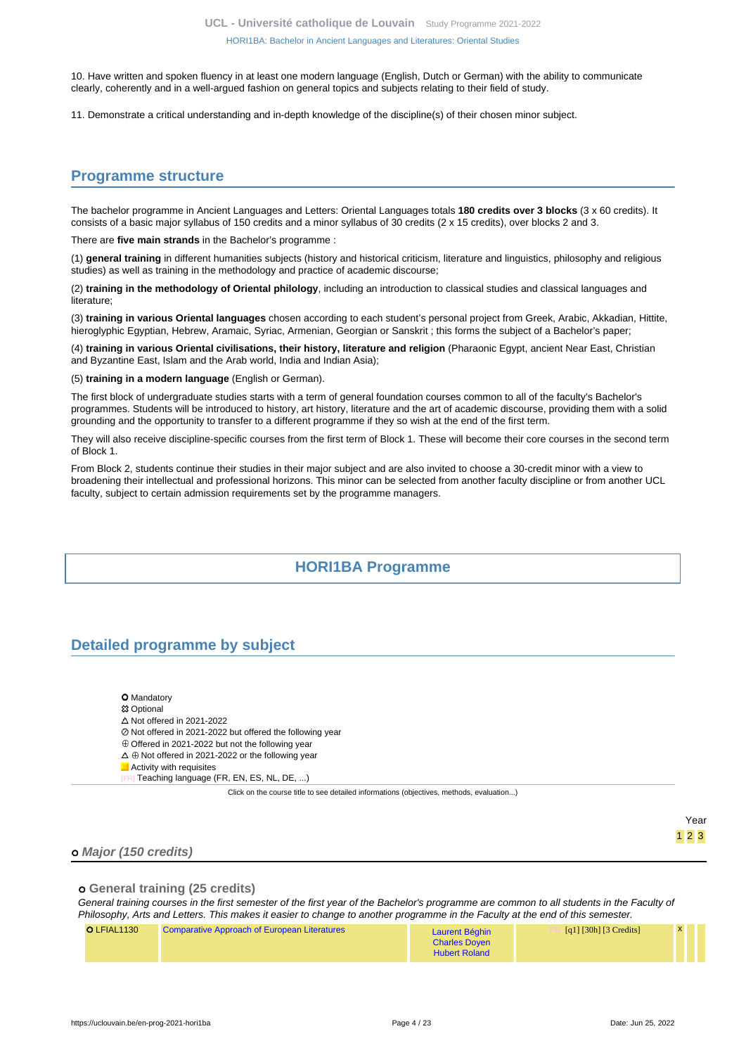10. Have written and spoken fluency in at least one modern language (English, Dutch or German) with the ability to communicate clearly, coherently and in a well-argued fashion on general topics and subjects relating to their field of study.

11. Demonstrate a critical understanding and in-depth knowledge of the discipline(s) of their chosen minor subject.

## Programme structure

The bachelor programme in Ancient Languages and Letters: Oriental Languages totals **180 credits over 3 blocks** (3 x 60 credits). It consists of a basic major syllabus of 150 credits and a minor syllabus of 30 credits (2 x 15 credits), over blocks 2 and 3.

There are **five main strands** in the Bachelor's programme :

(1) **general training** in different humanities subjects (history and historical criticism, literature and linguistics, philosophy and religious studies) as well as training in the methodology and practice of academic discourse;

(2) **training in the methodology of Oriental philology**, including an introduction to classical studies and classical languages and literature;

(3) **training in various Oriental languages** chosen according to each student's personal project from Greek, Arabic, Akkadian, Hittite, hieroglyphic Egyptian, Hebrew, Aramaic, Syriac, Armenian, Georgian or Sanskrit ; this forms the subject of a Bachelor's paper;

(4) **training in various Oriental civilisations, their history, literature and religion** (Pharaonic Egypt, ancient Near East, Christian and Byzantine East, Islam and the Arab world, India and Indian Asia);

(5) **training in a modern language** (English or German).

The first block of undergraduate studies starts with a term of general foundation courses common to all of the faculty's Bachelor's programmes. Students will be introduced to history, art history, literature and the art of academic discourse, providing them with a solid grounding and the opportunity to transfer to a different programme if they so wish at the end of the first term.

They will also receive discipline-specific courses from the first term of Block 1. These will become their core courses in the second term of Block 1.

From Block 2, students continue their studies in their major subject and are also invited to choose a 30-credit minor with a view to broadening their intellectual and professional horizons. This minor can be selected from another faculty discipline or from another UCL faculty, subject to certain admission requirements set by the programme managers.

## HORI1BA Programme

## Detailed programme by subject

- Mandatory
- Optional
- △ Not offered in 2021-2022
- ⊘ Not offered in 2021-2022 but offered the following year
- ⊕ Offered in 2021-2022 but not the following year
- △ ⊕ Not offered in 2021-2022 or the following year
- Activity with requisites
- [FR] Teaching language (FR, EN, ES, NL, DE, ...)

Click on the course title to see detailed informations (objectives, methods, evaluation...)

### Major (150 credits)

#### General training (25 credits)

*General training courses in the first semester of the first year of the Bachelor's programme are common to all students in the Faculty of Philosophy, Arts and Letters. This makes it easier to change to another programme in the Faculty at the end of this semester.*

| Code | Course | Teachers | Details | Year 1 | Year 2 | Year 3 |
|---|---|---|---|---|---|---|
| LFIAL1130 | Comparative Approach of European Literatures | Laurent Béghin, Charles Doyen, Hubert Roland | [FR] [q1] [30h] [3 Credits] | x | | |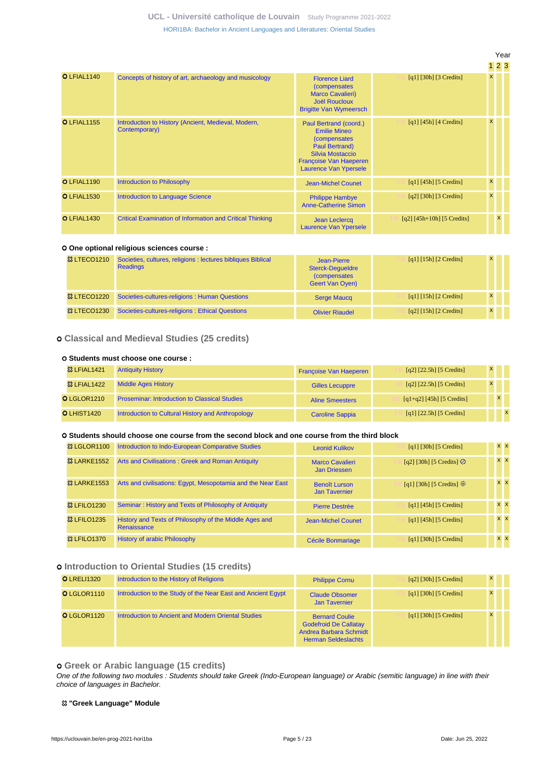| | | | | Year 1 | Year 2 | Year 3 |
|---|---|---|---|---|---|---|
| LFIAL1140 | Concepts of history of art, archaeology and musicology | Florence Liard (compensates Marco Cavalieri) Joël Roucloux Brigitte Van Wymeersch | FR [q1] [30h] [3 Credits] | x | | |
| LFIAL1155 | Introduction to History (Ancient, Medieval, Modern, Contemporary) | Paul Bertrand (coord.) Emilie Mineo (compensates Paul Bertrand) Silvia Mostaccio Françoise Van Haeperen Laurence Van Ypersele | FR [q1] [45h] [4 Credits] | x | | |
| LFIAL1190 | Introduction to Philosophy | Jean-Michel Counet | FR [q1] [45h] [5 Credits] | x | | |
| LFIAL1530 | Introduction to Language Science | Philippe Hambye Anne-Catherine Simon | FR [q2] [30h] [3 Credits] | x | | |
| LFIAL1430 | Critical Examination of Information and Critical Thinking | Jean Leclercq Laurence Van Ypersele | FR [q2] [45h+10h] [5 Credits] | | x | |

**One optional religious sciences course :**

| | | | | Year 1 | Year 2 | Year 3 |
|---|---|---|---|---|---|---|
| LTECO1210 | Societies, cultures, religions : lectures bibliques Biblical Readings | Jean-Pierre Sterck-Degueldre (compensates Geert Van Oyen) | FR [q1] [15h] [2 Credits] | x | | |
| LTECO1220 | Societies-cultures-religions : Human Questions | Serge Maucq | FR [q1] [15h] [2 Credits] | x | | |
| LTECO1230 | Societies-cultures-religions : Ethical Questions | Olivier Riaudel | FR [q2] [15h] [2 Credits] | x | | |

## Classical and Medieval Studies (25 credits)

**Students must choose one course :**

| | | | | Year 1 | Year 2 | Year 3 |
|---|---|---|---|---|---|---|
| LFIAL1421 | Antiquity History | Françoise Van Haeperen | FR [q2] [22.5h] [5 Credits] | x | | |
| LFIAL1422 | Middle Ages History | Gilles Lecuppre | FR [q2] [22.5h] [5 Credits] | x | | |
| LGLOR1210 | Proseminar: Introduction to Classical Studies | Aline Smeesters | FR [q1+q2] [45h] [5 Credits] | | x | |
| LHIST1420 | Introduction to Cultural History and Anthropology | Caroline Sappia | FR [q1] [22.5h] [5 Credits] | | | x |

**Students should choose one course from the second block and one course from the third block**

| | | | | Year 1 | Year 2 | Year 3 |
|---|---|---|---|---|---|---|
| LGLOR1100 | Introduction to Indo-European Comparative Studies | Leonid Kulikov | FR [q1] [30h] [5 Credits] | | x | x |
| LARKE1552 | Arts and Civilisations : Greek and Roman Antiquity | Marco Cavalieri Jan Driessen | FR [q2] [30h] [5 Credits] ⊘ | | x | x |
| LARKE1553 | Arts and civilisations: Egypt, Mesopotamia and the Near East | Benoît Lurson Jan Tavernier | FR [q1] [30h] [5 Credits] ⊕ | | x | x |
| LFILO1230 | Seminar : History and Texts of Philosophy of Antiquity | Pierre Destrée | FR [q1] [45h] [5 Credits] | | x | x |
| LFILO1235 | History and Texts of Philosophy of the Middle Ages and Renaissance | Jean-Michel Counet | FR [q1] [45h] [5 Credits] | | x | x |
| LFILO1370 | History of arabic Philosophy | Cécile Bonmariage | FR [q1] [30h] [5 Credits] | | x | x |

## Introduction to Oriental Studies (15 credits)

| | | | | Year 1 | Year 2 | Year 3 |
|---|---|---|---|---|---|---|
| LRELI1320 | Introduction to the History of Religions | Philippe Cornu | FR [q2] [30h] [5 Credits] | x | | |
| LGLOR1110 | Introduction to the Study of the Near East and Ancient Egypt | Claude Obsomer Jan Tavernier | FR [q1] [30h] [5 Credits] | x | | |
| LGLOR1120 | Introduction to Ancient and Modern Oriental Studies | Bernard Coulie Godefroid De Callatay Andrea Barbara Schmidt Herman Seldeslachts | FR [q1] [30h] [5 Credits] | x | | |

## Greek or Arabic language (15 credits)

*One of the following two modules : Students should take Greek (Indo-European language) or Arabic (semitic language) in line with their choice of languages in Bachelor.*

**"Greek Language" Module**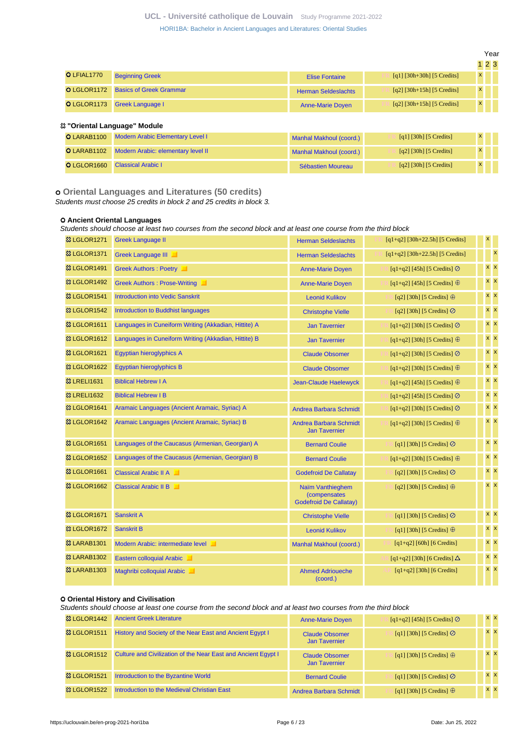| | | | | Year 1 | Year 2 | Year 3 |
|---|---|---|---|---|---|---|
| LFIAL1770 | Beginning Greek | Elise Fontaine | FR [q1] [30h+30h] [5 Credits] | x | | |
| LGLOR1172 | Basics of Greek Grammar | Herman Seldeslachts | FR [q2] [30h+15h] [5 Credits] | x | | |
| LGLOR1173 | Greek Language I | Anne-Marie Doyen | FR [q2] [30h+15h] [5 Credits] | x | | |

### "Oriental Language" Module

| | | | | Year 1 | Year 2 | Year 3 |
|---|---|---|---|---|---|---|
| LARAB1100 | Modern Arabic Elementary Level I | Manhal Makhoul (coord.) | FR [q1] [30h] [5 Credits] | x | | |
| LARAB1102 | Modern Arabic: elementary level II | Manhal Makhoul (coord.) | FR [q2] [30h] [5 Credits] | x | | |
| LGLOR1660 | Classical Arabic I | Sébastien Moureau | FR [q2] [30h] [5 Credits] | x | | |

## Oriental Languages and Literatures (50 credits)

*Students must choose 25 credits in block 2 and 25 credits in block 3.*

### Ancient Oriental Languages

*Students should choose at least two courses from the second block and at least one course from the third block*

| | | | | Year 1 | Year 2 | Year 3 |
|---|---|---|---|---|---|---|
| LGLOR1271 | Greek Language II | Herman Seldeslachts | FR [q1+q2] [30h+22.5h] [5 Credits] | | x | |
| LGLOR1371 | Greek Language III | Herman Seldeslachts | FR [q1+q2] [30h+22.5h] [5 Credits] | | | x |
| LGLOR1491 | Greek Authors : Poetry | Anne-Marie Doyen | FR [q1+q2] [45h] [5 Credits] ⊘ | | x | x |
| LGLOR1492 | Greek Authors : Prose-Writing | Anne-Marie Doyen | FR [q1+q2] [45h] [5 Credits] ⊕ | | x | x |
| LGLOR1541 | Introduction into Vedic Sanskrit | Leonid Kulikov | FR [q2] [30h] [5 Credits] ⊕ | | x | x |
| LGLOR1542 | Introduction to Buddhist languages | Christophe Vielle | FR [q2] [30h] [5 Credits] ⊘ | | x | x |
| LGLOR1611 | Languages in Cuneiform Writing (Akkadian, Hittite) A | Jan Tavernier | FR [q1+q2] [30h] [5 Credits] ⊘ | | x | x |
| LGLOR1612 | Languages in Cuneiform Writing (Akkadian, Hittite) B | Jan Tavernier | FR [q1+q2] [30h] [5 Credits] ⊕ | | x | x |
| LGLOR1621 | Egyptian hieroglyphics A | Claude Obsomer | FR [q1+q2] [30h] [5 Credits] ⊘ | | x | x |
| LGLOR1622 | Egyptian hieroglyphics B | Claude Obsomer | FR [q1+q2] [30h] [5 Credits] ⊕ | | x | x |
| LRELI1631 | Biblical Hebrew I A | Jean-Claude Haelewyck | FR [q1+q2] [45h] [5 Credits] ⊕ | | x | x |
| LRELI1632 | Biblical Hebrew I B | | FR [q1+q2] [45h] [5 Credits] ⊘ | | x | x |
| LGLOR1641 | Aramaic Languages (Ancient Aramaic, Syriac) A | Andrea Barbara Schmidt | FR [q1+q2] [30h] [5 Credits] ⊘ | | x | x |
| LGLOR1642 | Aramaic Languages (Ancient Aramaic, Syriac) B | Andrea Barbara Schmidt, Jan Tavernier | FR [q1+q2] [30h] [5 Credits] ⊕ | | x | x |
| LGLOR1651 | Languages of the Caucasus (Armenian, Georgian) A | Bernard Coulie | FR [q1] [30h] [5 Credits] ⊘ | | x | x |
| LGLOR1652 | Languages of the Caucasus (Armenian, Georgian) B | Bernard Coulie | FR [q1+q2] [30h] [5 Credits] ⊕ | | x | x |
| LGLOR1661 | Classical Arabic II A | Godefroid De Callatay | FR [q2] [30h] [5 Credits] ⊘ | | x | x |
| LGLOR1662 | Classical Arabic II B | Naïm Vanthieghem (compensates Godefroid De Callatay) | FR [q2] [30h] [5 Credits] ⊕ | | x | x |
| LGLOR1671 | Sanskrit A | Christophe Vielle | FR [q1] [30h] [5 Credits] ⊘ | | x | x |
| LGLOR1672 | Sanskrit B | Leonid Kulikov | FR [q1] [30h] [5 Credits] ⊕ | | x | x |
| LARAB1301 | Modern Arabic: intermediate level | Manhal Makhoul (coord.) | FR [q1+q2] [60h] [6 Credits] | | x | x |
| LARAB1302 | Eastern colloquial Arabic | | AR [q1+q2] [30h] [6 Credits] △ | | x | x |
| LARAB1303 | Maghribi colloquial Arabic | Ahmed Adrioueche (coord.) | AR [q1+q2] [30h] [6 Credits] | | x | x |

### Oriental History and Civilisation

*Students should choose at least one course from the second block and at least two courses from the third block*

| | | | | Year 1 | Year 2 | Year 3 |
|---|---|---|---|---|---|---|
| LGLOR1442 | Ancient Greek Literature | Anne-Marie Doyen | FR [q1+q2] [45h] [5 Credits] ⊘ | | x | x |
| LGLOR1511 | History and Society of the Near East and Ancient Egypt I | Claude Obsomer, Jan Tavernier | FR [q1] [30h] [5 Credits] ⊘ | | x | x |
| LGLOR1512 | Culture and Civilization of the Near East and Ancient Egypt I | Claude Obsomer, Jan Tavernier | FR [q1] [30h] [5 Credits] ⊕ | | x | x |
| LGLOR1521 | Introduction to the Byzantine World | Bernard Coulie | FR [q1] [30h] [5 Credits] ⊘ | | x | x |
| LGLOR1522 | Introduction to the Medieval Christian East | Andrea Barbara Schmidt | FR [q1] [30h] [5 Credits] ⊕ | | x | x |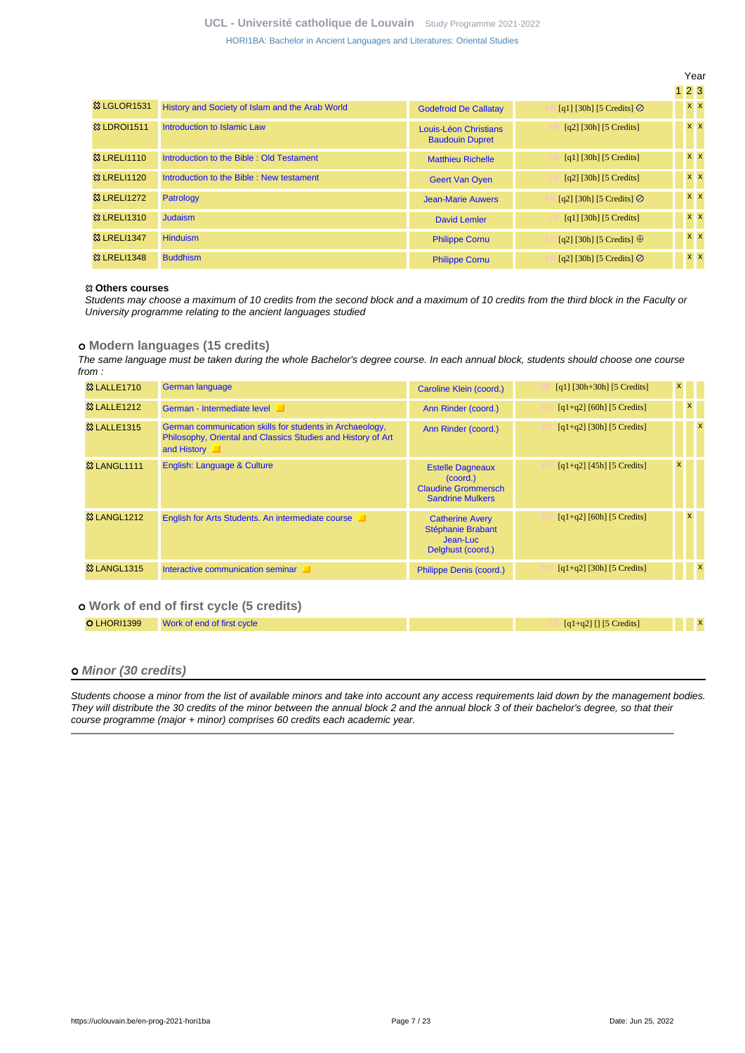| Code | Course | Teacher(s) | Details | Year 1 | Year 2 | Year 3 |
|---|---|---|---|---|---|---|
| LGLOR1531 | History and Society of Islam and the Arab World | Godefroid De Callatay | FR [q1] [30h] [5 Credits] ⊘ | | x | x |
| LDROI1511 | Introduction to Islamic Law | Louis-Léon Christians, Baudouin Dupret | FR [q2] [30h] [5 Credits] | | x | x |
| LRELI1110 | Introduction to the Bible : Old Testament | Matthieu Richelle | FR [q1] [30h] [5 Credits] | | x | x |
| LRELI1120 | Introduction to the Bible : New testament | Geert Van Oyen | FR [q2] [30h] [5 Credits] | | x | x |
| LRELI1272 | Patrology | Jean-Marie Auwers | FR [q2] [30h] [5 Credits] ⊘ | | x | x |
| LRELI1310 | Judaism | David Lemler | FR [q1] [30h] [5 Credits] | | x | x |
| LRELI1347 | Hinduism | Philippe Cornu | FR [q2] [30h] [5 Credits] ⊕ | | x | x |
| LRELI1348 | Buddhism | Philippe Cornu | FR [q2] [30h] [5 Credits] ⊘ | | x | x |

**Others courses**

*Students may choose a maximum of 10 credits from the second block and a maximum of 10 credits from the third block in the Faculty or University programme relating to the ancient languages studied*

### Modern languages (15 credits)

*The same language must be taken during the whole Bachelor's degree course. In each annual block, students should choose one course from :*

| Code | Course | Teacher(s) | Details | Year 1 | Year 2 | Year 3 |
|---|---|---|---|---|---|---|
| LALLE1710 | German language | Caroline Klein (coord.) | DE [q1] [30h+30h] [5 Credits] | x | | |
| LALLE1212 | German - Intermediate level | Ann Rinder (coord.) | DE [q1+q2] [60h] [5 Credits] | | x | |
| LALLE1315 | German communication skills for students in Archaeology, Philosophy, Oriental and Classics Studies and History of Art and History | Ann Rinder (coord.) | DE [q1+q2] [30h] [5 Credits] | | | x |
| LANGL1111 | English: Language & Culture | Estelle Dagneaux (coord.), Claudine Grommersch, Sandrine Mulkers | EN [q1+q2] [45h] [5 Credits] | x | | |
| LANGL1212 | English for Arts Students. An intermediate course | Catherine Avery, Stéphanie Brabant, Jean-Luc Delghust (coord.) | EN [q1+q2] [60h] [5 Credits] | | x | |
| LANGL1315 | Interactive communication seminar | Philippe Denis (coord.) | EN [q1+q2] [30h] [5 Credits] | | | x |

### Work of end of first cycle (5 credits)

| Code | Course | Teacher(s) | Details | Year 1 | Year 2 | Year 3 |
|---|---|---|---|---|---|---|
| LHORI1399 | Work of end of first cycle | | FR [q1+q2] [] [5 Credits] | | | x |

## *Minor (30 credits)*

*Students choose a minor from the list of available minors and take into account any access requirements laid down by the management bodies. They will distribute the 30 credits of the minor between the annual block 2 and the annual block 3 of their bachelor's degree, so that their course programme (major + minor) comprises 60 credits each academic year.*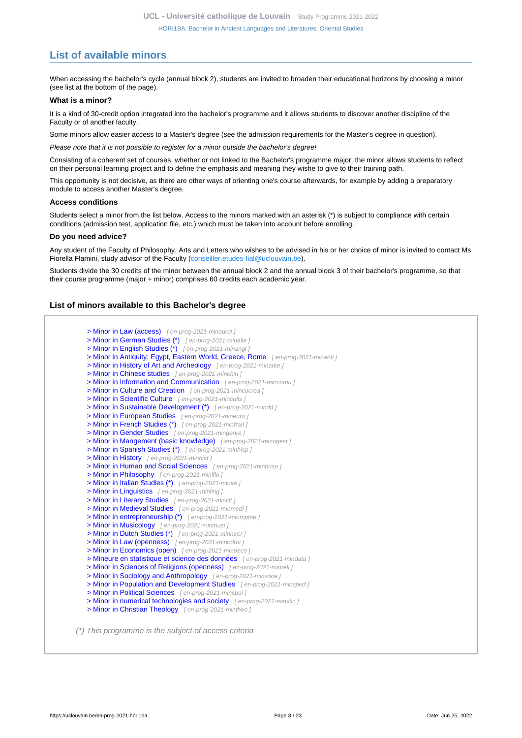## List of available minors

When accessing the bachelor's cycle (annual block 2), students are invited to broaden their educational horizons by choosing a minor (see list at the bottom of the page).

### What is a minor?

It is a kind of 30-credit option integrated into the bachelor's programme and it allows students to discover another discipline of the Faculty or of another faculty.

Some minors allow easier access to a Master's degree (see the admission requirements for the Master's degree in question).

*Please note that it is not possible to register for a minor outside the bachelor's degree!*

Consisting of a coherent set of courses, whether or not linked to the Bachelor's programme major, the minor allows students to reflect on their personal learning project and to define the emphasis and meaning they wishe to give to their training path.

This opportunity is not decisive, as there are other ways of orienting one's course afterwards, for example by adding a preparatory module to access another Master's degree.

### Access conditions

Students select a minor from the list below. Access to the minors marked with an asterisk (*) is subject to compliance with certain conditions (admission test, application file, etc.) which must be taken into account before enrolling.

### Do you need advice?

Any student of the Faculty of Philosophy, Arts and Letters who wishes to be advised in his or her choice of minor is invited to contact Ms Fiorella Flamini, study advisor of the Faculty (conseiller.etudes-fial@uclouvain.be).

Students divide the 30 credits of the minor between the annual block 2 and the annual block 3 of their bachelor's programme, so that their course programme (major + minor) comprises 60 credits each academic year.

### List of minors available to this Bachelor's degree

- > Minor in Law (access) [ en-prog-2021-minadroi ]
- > Minor in German Studies (*) [ en-prog-2021-minalle ]
- > Minor in English Studies (*) [ en-prog-2021-minangl ]
- > Minor in Antiquity: Egypt, Eastern World, Greece, Rome [ en-prog-2021-minanti ]
- > Minor in History of Art and Archeology [ en-prog-2021-minarke ]
- > Minor in Chinese studies [ en-prog-2021-minchin ]
- > Minor in Information and Communication [ en-prog-2021-mincomu ]
- > Minor in Culture and Creation [ en-prog-2021-mincucrea ]
- > Minor in Scientific Culture [ en-prog-2021-mincults ]
- > Minor in Sustainable Development (*) [ en-prog-2021-mindd ]
- > Minor in European Studies [ en-prog-2021-mineuro ]
- > Minor in French Studies (*) [ en-prog-2021-minfran ]
- > Minor in Gender Studies [ en-prog-2021-mingenre ]
- > Minor in Mangement (basic knowledge) [ en-prog-2021-minogest ]
- > Minor in Spanish Studies (*) [ en-prog-2021-minhisp ]
- > Minor in History [ en-prog-2021-minhist ]
- > Minor in Human and Social Sciences [ en-prog-2021-minhuso ]
- > Minor in Philosophy [ en-prog-2021-minfilo ]
- > Minor in Italian Studies (*) [ en-prog-2021-minita ]
- > Minor in Linguistics [ en-prog-2021-minling ]
- > Minor in Literary Studies [ en-prog-2021-minlitt ]
- > Minor in Medieval Studies [ en-prog-2021-minmedi ]
- > Minor in entrepreneurship (*) [ en-prog-2021-minmpme ]
- > Minor in Musicology [ en-prog-2021-minmusi ]
- > Minor in Dutch Studies (*) [ en-prog-2021-minneer ]
- > Minor in Law (openness) [ en-prog-2021-minodroi ]
- > Minor in Economics (open) [ en-prog-2021-minoeco ]
- > Mineure en statistique et science des données [ en-prog-2021-mindata ]
- > Minor in Sciences of Religions (openness) [ en-prog-2021-minreli ]
- > Minor in Sociology and Anthropology [ en-prog-2021-minsoca ]
- > Minor in Population and Development Studies [ en-prog-2021-minsped ]
- > Minor in Political Sciences [ en-prog-2021-minspol ]
- > Minor in numerical technologies and society [ en-prog-2021-minstic ]
- > Minor in Christian Theology [ en-prog-2021-mintheo ]

*(*) This programme is the subject of access criteria*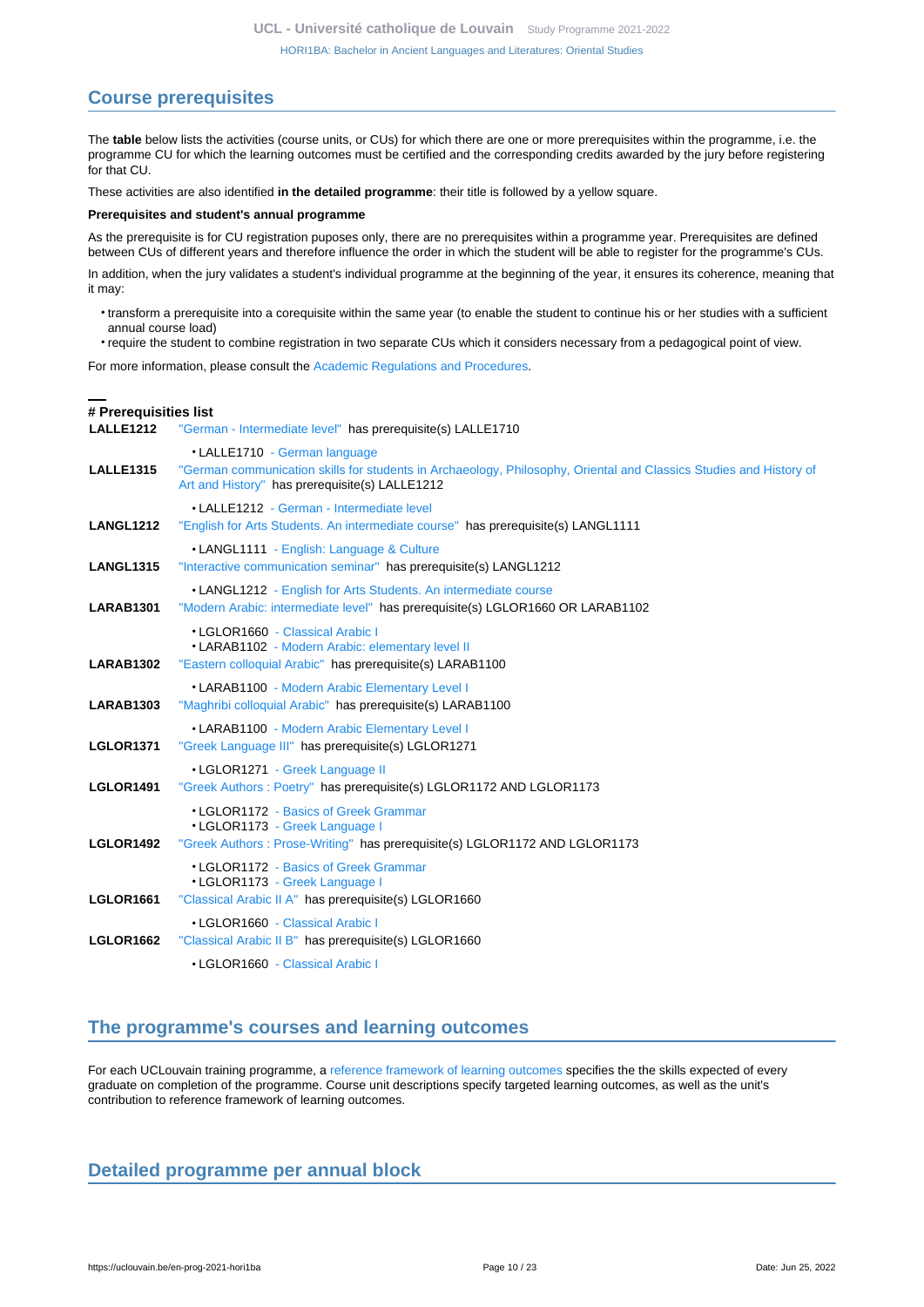## Course prerequisites

The **table** below lists the activities (course units, or CUs) for which there are one or more prerequisites within the programme, i.e. the programme CU for which the learning outcomes must be certified and the corresponding credits awarded by the jury before registering for that CU.

These activities are also identified **in the detailed programme**: their title is followed by a yellow square.

**Prerequisites and student's annual programme**

As the prerequisite is for CU registration puposes only, there are no prerequisites within a programme year. Prerequisites are defined between CUs of different years and therefore influence the order in which the student will be able to register for the programme's CUs.

In addition, when the jury validates a student's individual programme at the beginning of the year, it ensures its coherence, meaning that it may:

- transform a prerequisite into a corequisite within the same year (to enable the student to continue his or her studies with a sufficient annual course load)
- require the student to combine registration in two separate CUs which it considers necessary from a pedagogical point of view.

For more information, please consult the Academic Regulations and Procedures.

**# Prerequisities list**

**LALLE1212** "German - Intermediate level" has prerequisite(s) LALLE1710
- LALLE1710 - German language

**LALLE1315** "German communication skills for students in Archaeology, Philosophy, Oriental and Classics Studies and History of Art and History" has prerequisite(s) LALLE1212
- LALLE1212 - German - Intermediate level

**LANGL1212** "English for Arts Students. An intermediate course" has prerequisite(s) LANGL1111
- LANGL1111 - English: Language & Culture

**LANGL1315** "Interactive communication seminar" has prerequisite(s) LANGL1212
- LANGL1212 - English for Arts Students. An intermediate course

**LARAB1301** "Modern Arabic: intermediate level" has prerequisite(s) LGLOR1660 OR LARAB1102
- LGLOR1660 - Classical Arabic I
- LARAB1102 - Modern Arabic: elementary level II

**LARAB1302** "Eastern colloquial Arabic" has prerequisite(s) LARAB1100
- LARAB1100 - Modern Arabic Elementary Level I

**LARAB1303** "Maghribi colloquial Arabic" has prerequisite(s) LARAB1100
- LARAB1100 - Modern Arabic Elementary Level I

**LGLOR1371** "Greek Language III" has prerequisite(s) LGLOR1271
- LGLOR1271 - Greek Language II

**LGLOR1491** "Greek Authors : Poetry" has prerequisite(s) LGLOR1172 AND LGLOR1173
- LGLOR1172 - Basics of Greek Grammar
- LGLOR1173 - Greek Language I

**LGLOR1492** "Greek Authors : Prose-Writing" has prerequisite(s) LGLOR1172 AND LGLOR1173
- LGLOR1172 - Basics of Greek Grammar
- LGLOR1173 - Greek Language I

**LGLOR1661** "Classical Arabic II A" has prerequisite(s) LGLOR1660
- LGLOR1660 - Classical Arabic I

**LGLOR1662** "Classical Arabic II B" has prerequisite(s) LGLOR1660
- LGLOR1660 - Classical Arabic I

## The programme's courses and learning outcomes

For each UCLouvain training programme, a reference framework of learning outcomes specifies the the skills expected of every graduate on completion of the programme. Course unit descriptions specify targeted learning outcomes, as well as the unit's contribution to reference framework of learning outcomes.

## Detailed programme per annual block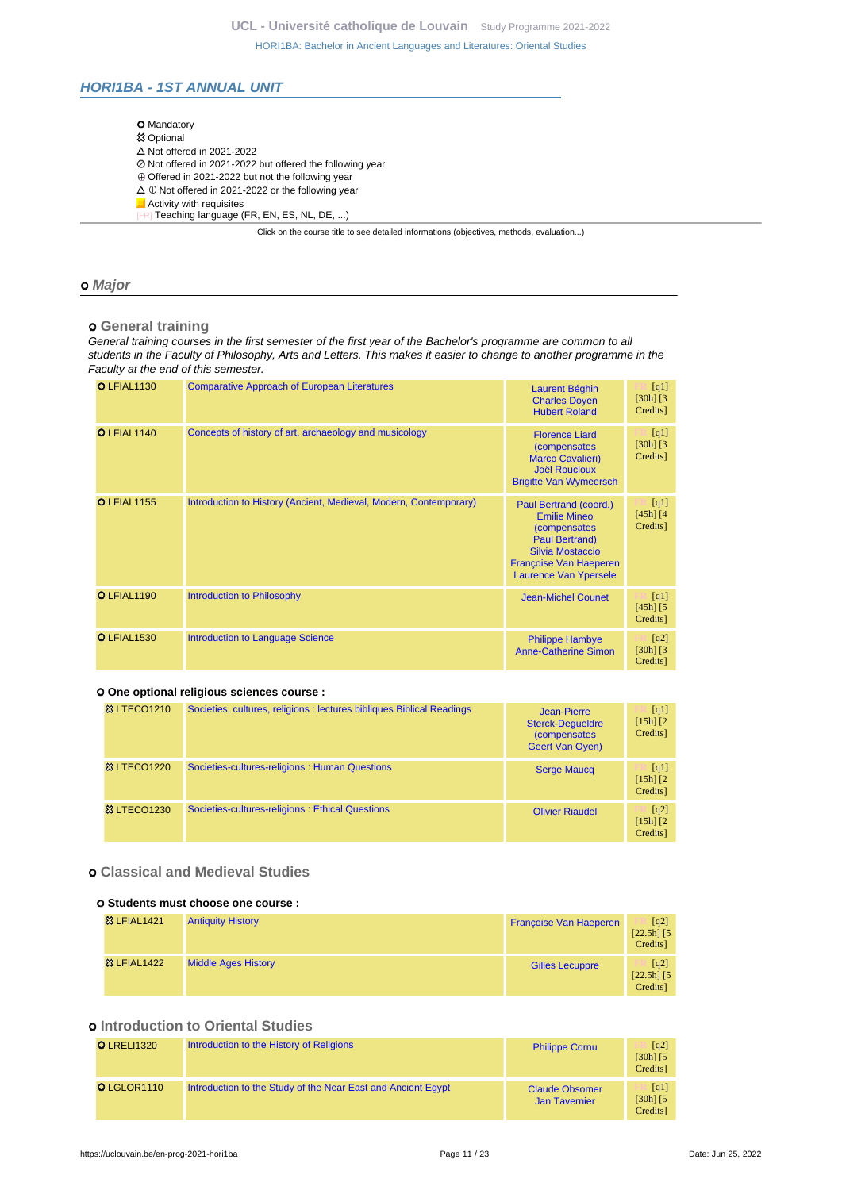## HORI1BA - 1ST ANNUAL UNIT

- ⭘ Mandatory
- ☼ Optional
- △ Not offered in 2021-2022
- ⊘ Not offered in 2021-2022 but offered the following year
- ⊕ Offered in 2021-2022 but not the following year
- △ ⊕ Not offered in 2021-2022 or the following year
- Activity with requisites
- [FR] Teaching language (FR, EN, ES, NL, DE, ...)

Click on the course title to see detailed informations (objectives, methods, evaluation...)

### ⭘ *Major*

#### ⭘ General training

*General training courses in the first semester of the first year of the Bachelor's programme are common to all students in the Faculty of Philosophy, Arts and Letters. This makes it easier to change to another programme in the Faculty at the end of this semester.*

| Code | Course | Teachers | Details |
|---|---|---|---|
| ⭘ LFIAL1130 | Comparative Approach of European Literatures | Laurent Béghin, Charles Doyen, Hubert Roland | [FR] [q1] [30h] [3 Credits] |
| ⭘ LFIAL1140 | Concepts of history of art, archaeology and musicology | Florence Liard (compensates Marco Cavalieri), Joël Roucloux, Brigitte Van Wymeersch | [FR] [q1] [30h] [3 Credits] |
| ⭘ LFIAL1155 | Introduction to History (Ancient, Medieval, Modern, Contemporary) | Paul Bertrand (coord.), Emilie Mineo (compensates Paul Bertrand), Silvia Mostaccio, Françoise Van Haeperen, Laurence Van Ypersele | [FR] [q1] [45h] [4 Credits] |
| ⭘ LFIAL1190 | Introduction to Philosophy | Jean-Michel Counet | [FR] [q1] [45h] [5 Credits] |
| ⭘ LFIAL1530 | Introduction to Language Science | Philippe Hambye, Anne-Catherine Simon | [FR] [q2] [30h] [3 Credits] |

##### ⭘ One optional religious sciences course :

| Code | Course | Teachers | Details |
|---|---|---|---|
| ☼ LTECO1210 | Societies, cultures, religions : lectures bibliques Biblical Readings | Jean-Pierre Sterck-Degueldre (compensates Geert Van Oyen) | [FR] [q1] [15h] [2 Credits] |
| ☼ LTECO1220 | Societies-cultures-religions : Human Questions | Serge Maucq | [FR] [q1] [15h] [2 Credits] |
| ☼ LTECO1230 | Societies-cultures-religions : Ethical Questions | Olivier Riaudel | [FR] [q2] [15h] [2 Credits] |

#### ⭘ Classical and Medieval Studies

##### ⭘ Students must choose one course :

| Code | Course | Teachers | Details |
|---|---|---|---|
| ☼ LFIAL1421 | Antiquity History | Françoise Van Haeperen | [FR] [q2] [22.5h] [5 Credits] |
| ☼ LFIAL1422 | Middle Ages History | Gilles Lecuppre | [FR] [q2] [22.5h] [5 Credits] |

#### ⭘ Introduction to Oriental Studies

| Code | Course | Teachers | Details |
|---|---|---|---|
| ⭘ LRELI1320 | Introduction to the History of Religions | Philippe Cornu | [FR] [q2] [30h] [5 Credits] |
| ⭘ LGLOR1110 | Introduction to the Study of the Near East and Ancient Egypt | Claude Obsomer, Jan Tavernier | [FR] [q1] [30h] [5 Credits] |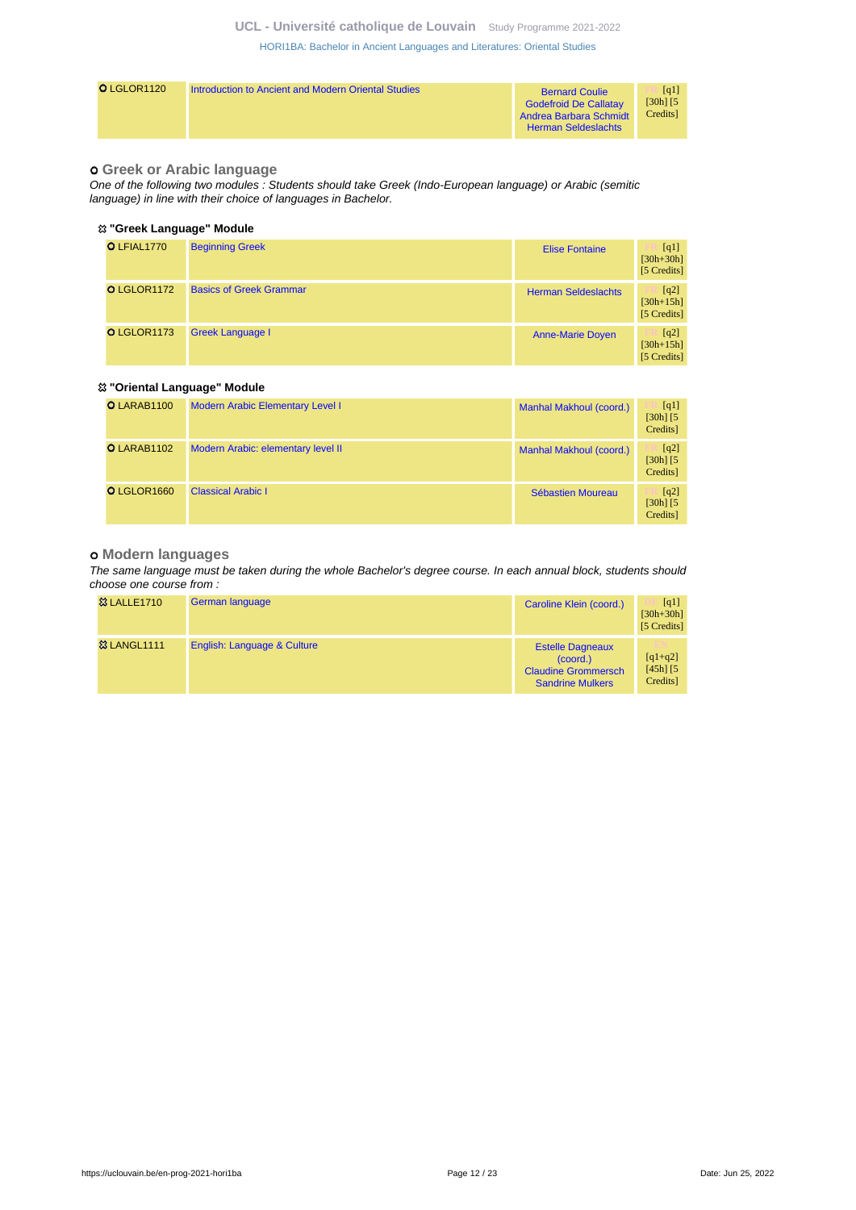| | | | |
|---|---|---|---|
| LGLOR1120 | Introduction to Ancient and Modern Oriental Studies | Bernard Coulie<br>Godefroid De Callatay<br>Andrea Barbara Schmidt<br>Herman Seldeslachts | FR [q1] [30h] [5 Credits] |

### Greek or Arabic language

*One of the following two modules : Students should take Greek (Indo-European language) or Arabic (semitic language) in line with their choice of languages in Bachelor.*

#### "Greek Language" Module

| | | | |
|---|---|---|---|
| LFIAL1770 | Beginning Greek | Elise Fontaine | FR [q1] [30h+30h] [5 Credits] |
| LGLOR1172 | Basics of Greek Grammar | Herman Seldeslachts | FR [q2] [30h+15h] [5 Credits] |
| LGLOR1173 | Greek Language I | Anne-Marie Doyen | FR [q2] [30h+15h] [5 Credits] |

#### "Oriental Language" Module

| | | | |
|---|---|---|---|
| LARAB1100 | Modern Arabic Elementary Level I | Manhal Makhoul (coord.) | FR [q1] [30h] [5 Credits] |
| LARAB1102 | Modern Arabic: elementary level II | Manhal Makhoul (coord.) | FR [q2] [30h] [5 Credits] |
| LGLOR1660 | Classical Arabic I | Sébastien Moureau | FR [q2] [30h] [5 Credits] |

### Modern languages

*The same language must be taken during the whole Bachelor's degree course. In each annual block, students should choose one course from :*

| | | | |
|---|---|---|---|
| LALLE1710 | German language | Caroline Klein (coord.) | FR [q1] [30h+30h] [5 Credits] |
| LANGL1111 | English: Language & Culture | Estelle Dagneaux (coord.)<br>Claudine Grommersch<br>Sandrine Mulkers | EN [q1+q2] [45h] [5 Credits] |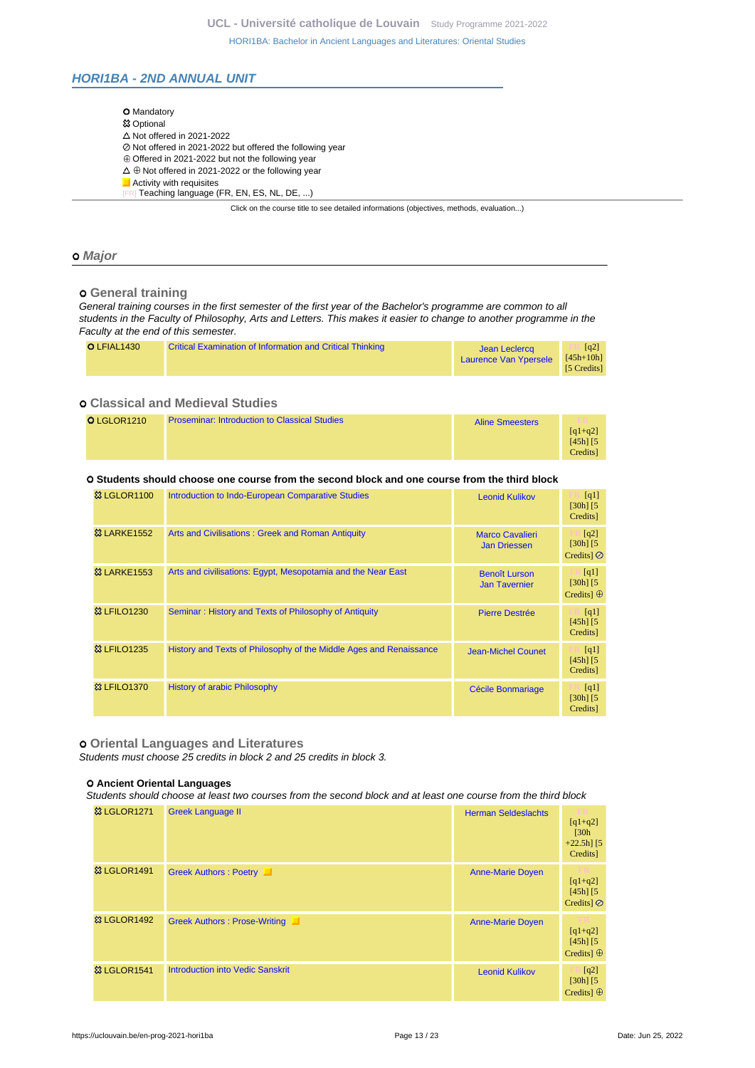## HORI1BA - 2ND ANNUAL UNIT

- ⭘ Mandatory
- ☷ Optional
- △ Not offered in 2021-2022
- ⊘ Not offered in 2021-2022 but offered the following year
- ⊕ Offered in 2021-2022 but not the following year
- △ ⊕ Not offered in 2021-2022 or the following year
- Activity with requisites
- [FR] Teaching language (FR, EN, ES, NL, DE, ...)

Click on the course title to see detailed informations (objectives, methods, evaluation...)

### ⭘ Major

#### ⭘ General training

*General training courses in the first semester of the first year of the Bachelor's programme are common to all students in the Faculty of Philosophy, Arts and Letters. This makes it easier to change to another programme in the Faculty at the end of this semester.*

| | | | |
|---|---|---|---|
| ⭘ LFIAL1430 | Critical Examination of Information and Critical Thinking | Jean Leclercq<br>Laurence Van Ypersele | [FR] [q2] [45h+10h] [5 Credits] |

#### ⭘ Classical and Medieval Studies

| | | | |
|---|---|---|---|
| ⭘ LGLOR1210 | Proseminar: Introduction to Classical Studies | Aline Smeesters | [FR] [q1+q2] [45h] [5 Credits] |

**⭘ Students should choose one course from the second block and one course from the third block**

| | | | |
|---|---|---|---|
| ☷ LGLOR1100 | Introduction to Indo-European Comparative Studies | Leonid Kulikov | [FR] [q1] [30h] [5 Credits] |
| ☷ LARKE1552 | Arts and Civilisations : Greek and Roman Antiquity | Marco Cavalieri<br>Jan Driessen | [FR] [q2] [30h] [5 Credits] ⊘ |
| ☷ LARKE1553 | Arts and civilisations: Egypt, Mesopotamia and the Near East | Benoît Lurson<br>Jan Tavernier | [FR] [q1] [30h] [5 Credits] ⊕ |
| ☷ LFILO1230 | Seminar : History and Texts of Philosophy of Antiquity | Pierre Destrée | [FR] [q1] [45h] [5 Credits] |
| ☷ LFILO1235 | History and Texts of Philosophy of the Middle Ages and Renaissance | Jean-Michel Counet | [FR] [q1] [45h] [5 Credits] |
| ☷ LFILO1370 | History of arabic Philosophy | Cécile Bonmariage | [FR] [q1] [30h] [5 Credits] |

#### ⭘ Oriental Languages and Literatures

*Students must choose 25 credits in block 2 and 25 credits in block 3.*

**⭘ Ancient Oriental Languages**

*Students should choose at least two courses from the second block and at least one course from the third block*

| | | | |
|---|---|---|---|
| ☷ LGLOR1271 | Greek Language II | Herman Seldeslachts | [FR] [q1+q2] [30h +22.5h] [5 Credits] |
| ☷ LGLOR1491 | Greek Authors : Poetry | Anne-Marie Doyen | [FR] [q1+q2] [45h] [5 Credits] ⊘ |
| ☷ LGLOR1492 | Greek Authors : Prose-Writing | Anne-Marie Doyen | [FR] [q1+q2] [45h] [5 Credits] ⊕ |
| ☷ LGLOR1541 | Introduction into Vedic Sanskrit | Leonid Kulikov | [FR] [q2] [30h] [5 Credits] ⊕ |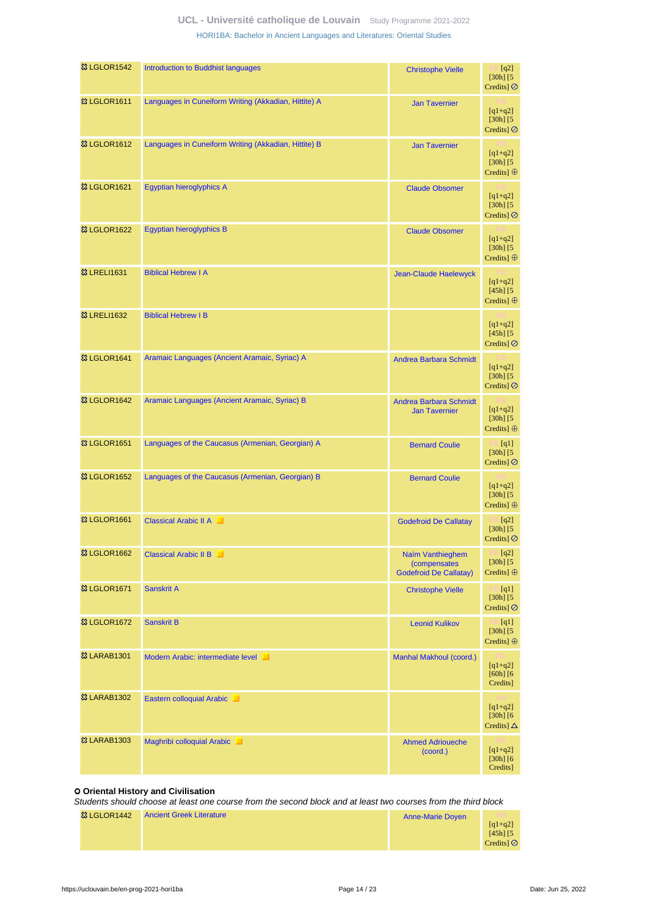| Code | Course | Teacher(s) | Details |
|---|---|---|---|
| LGLOR1542 | Introduction to Buddhist languages | Christophe Vielle | FR [q2] [30h] [5 Credits] ⊘ |
| LGLOR1611 | Languages in Cuneiform Writing (Akkadian, Hittite) A | Jan Tavernier | FR [q1+q2] [30h] [5 Credits] ⊘ |
| LGLOR1612 | Languages in Cuneiform Writing (Akkadian, Hittite) B | Jan Tavernier | FR [q1+q2] [30h] [5 Credits] ⊕ |
| LGLOR1621 | Egyptian hieroglyphics A | Claude Obsomer | FR [q1+q2] [30h] [5 Credits] ⊘ |
| LGLOR1622 | Egyptian hieroglyphics B | Claude Obsomer | FR [q1+q2] [30h] [5 Credits] ⊕ |
| LRELI1631 | Biblical Hebrew I A | Jean-Claude Haelewyck | FR [q1+q2] [45h] [5 Credits] ⊕ |
| LRELI1632 | Biblical Hebrew I B | | FR [q1+q2] [45h] [5 Credits] ⊘ |
| LGLOR1641 | Aramaic Languages (Ancient Aramaic, Syriac) A | Andrea Barbara Schmidt | FR [q1+q2] [30h] [5 Credits] ⊘ |
| LGLOR1642 | Aramaic Languages (Ancient Aramaic, Syriac) B | Andrea Barbara Schmidt, Jan Tavernier | FR [q1+q2] [30h] [5 Credits] ⊕ |
| LGLOR1651 | Languages of the Caucasus (Armenian, Georgian) A | Bernard Coulie | FR [q1] [30h] [5 Credits] ⊘ |
| LGLOR1652 | Languages of the Caucasus (Armenian, Georgian) B | Bernard Coulie | FR [q1+q2] [30h] [5 Credits] ⊕ |
| LGLOR1661 | Classical Arabic II A | Godefroid De Callatay | FR [q2] [30h] [5 Credits] ⊘ |
| LGLOR1662 | Classical Arabic II B | Naïm Vanthieghem (compensates Godefroid De Callatay) | FR [q2] [30h] [5 Credits] ⊕ |
| LGLOR1671 | Sanskrit A | Christophe Vielle | FR [q1] [30h] [5 Credits] ⊘ |
| LGLOR1672 | Sanskrit B | Leonid Kulikov | FR [q1] [30h] [5 Credits] ⊕ |
| LARAB1301 | Modern Arabic: intermediate level | Manhal Makhoul (coord.) | FR [q1+q2] [60h] [6 Credits] |
| LARAB1302 | Eastern colloquial Arabic | | AR [q1+q2] [30h] [6 Credits] △ |
| LARAB1303 | Maghribi colloquial Arabic | Ahmed Adrioueche (coord.) | AR [q1+q2] [30h] [6 Credits] |

**Oriental History and Civilisation**

*Students should choose at least one course from the second block and at least two courses from the third block*

| Code | Course | Teacher(s) | Details |
|---|---|---|---|
| LGLOR1442 | Ancient Greek Literature | Anne-Marie Doyen | FR [q1+q2] [45h] [5 Credits] ⊘ |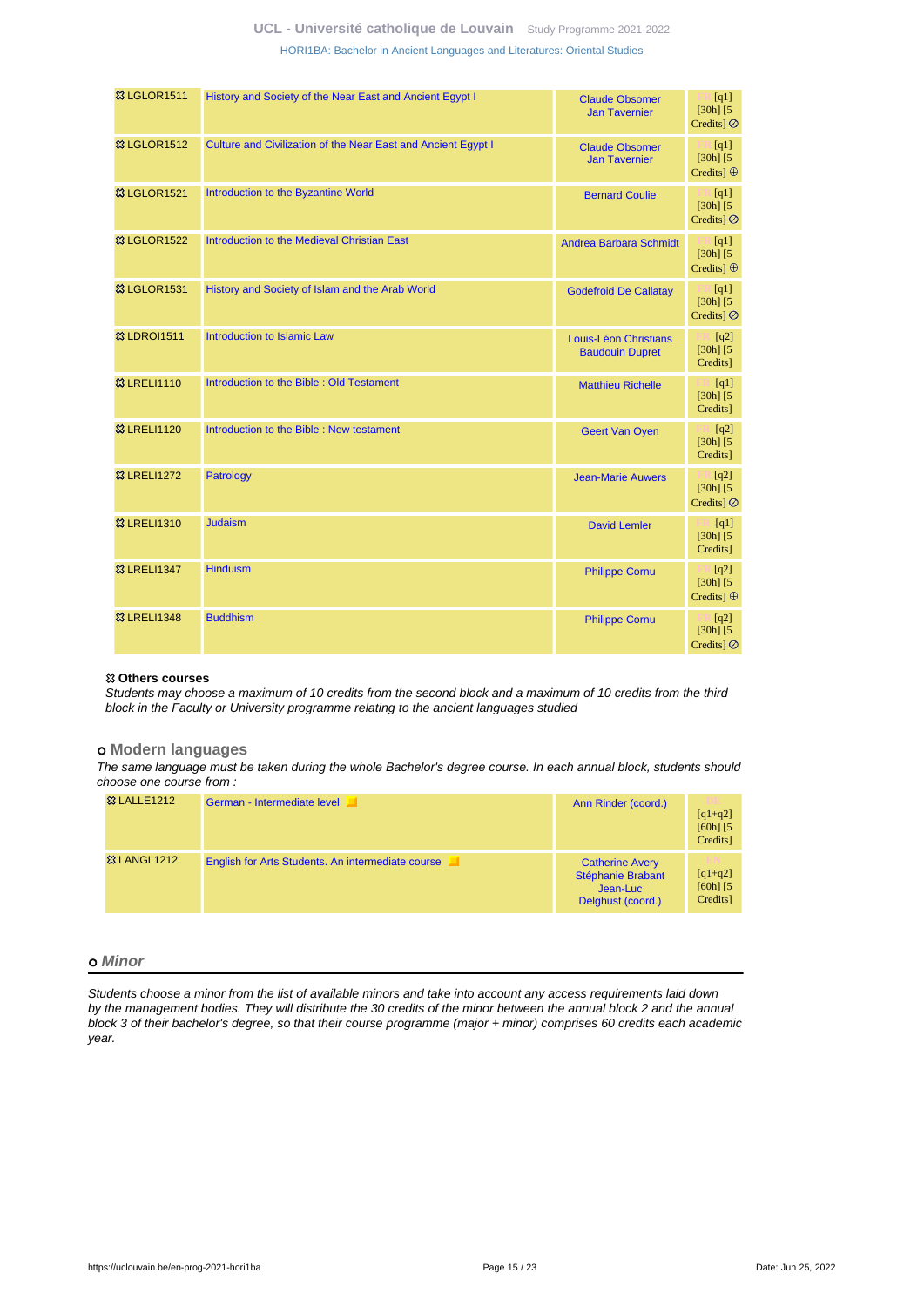| | | | |
|---|---|---|---|
| LGLOR1511 | History and Society of the Near East and Ancient Egypt I | Claude Obsomer<br>Jan Tavernier | FR [q1] [30h] [5 Credits] ⊘ |
| LGLOR1512 | Culture and Civilization of the Near East and Ancient Egypt I | Claude Obsomer<br>Jan Tavernier | FR [q1] [30h] [5 Credits] ⊕ |
| LGLOR1521 | Introduction to the Byzantine World | Bernard Coulie | FR [q1] [30h] [5 Credits] ⊘ |
| LGLOR1522 | Introduction to the Medieval Christian East | Andrea Barbara Schmidt | FR [q1] [30h] [5 Credits] ⊕ |
| LGLOR1531 | History and Society of Islam and the Arab World | Godefroid De Callatay | FR [q1] [30h] [5 Credits] ⊘ |
| LDROI1511 | Introduction to Islamic Law | Louis-Léon Christians<br>Baudouin Dupret | FR [q2] [30h] [5 Credits] |
| LRELI1110 | Introduction to the Bible : Old Testament | Matthieu Richelle | FR [q1] [30h] [5 Credits] |
| LRELI1120 | Introduction to the Bible : New testament | Geert Van Oyen | FR [q2] [30h] [5 Credits] |
| LRELI1272 | Patrology | Jean-Marie Auwers | FR [q2] [30h] [5 Credits] ⊘ |
| LRELI1310 | Judaism | David Lemler | FR [q1] [30h] [5 Credits] |
| LRELI1347 | Hinduism | Philippe Cornu | FR [q2] [30h] [5 Credits] ⊕ |
| LRELI1348 | Buddhism | Philippe Cornu | FR [q2] [30h] [5 Credits] ⊘ |

**Others courses**

*Students may choose a maximum of 10 credits from the second block and a maximum of 10 credits from the third block in the Faculty or University programme relating to the ancient languages studied*

### Modern languages

*The same language must be taken during the whole Bachelor's degree course. In each annual block, students should choose one course from :*

| | | | |
|---|---|---|---|
| LALLE1212 | German - Intermediate level | Ann Rinder (coord.) | DE [q1+q2] [60h] [5 Credits] |
| LANGL1212 | English for Arts Students. An intermediate course | Catherine Avery<br>Stéphanie Brabant<br>Jean-Luc Delghust (coord.) | EN [q1+q2] [60h] [5 Credits] |

### *Minor*

*Students choose a minor from the list of available minors and take into account any access requirements laid down by the management bodies. They will distribute the 30 credits of the minor between the annual block 2 and the annual block 3 of their bachelor's degree, so that their course programme (major + minor) comprises 60 credits each academic year.*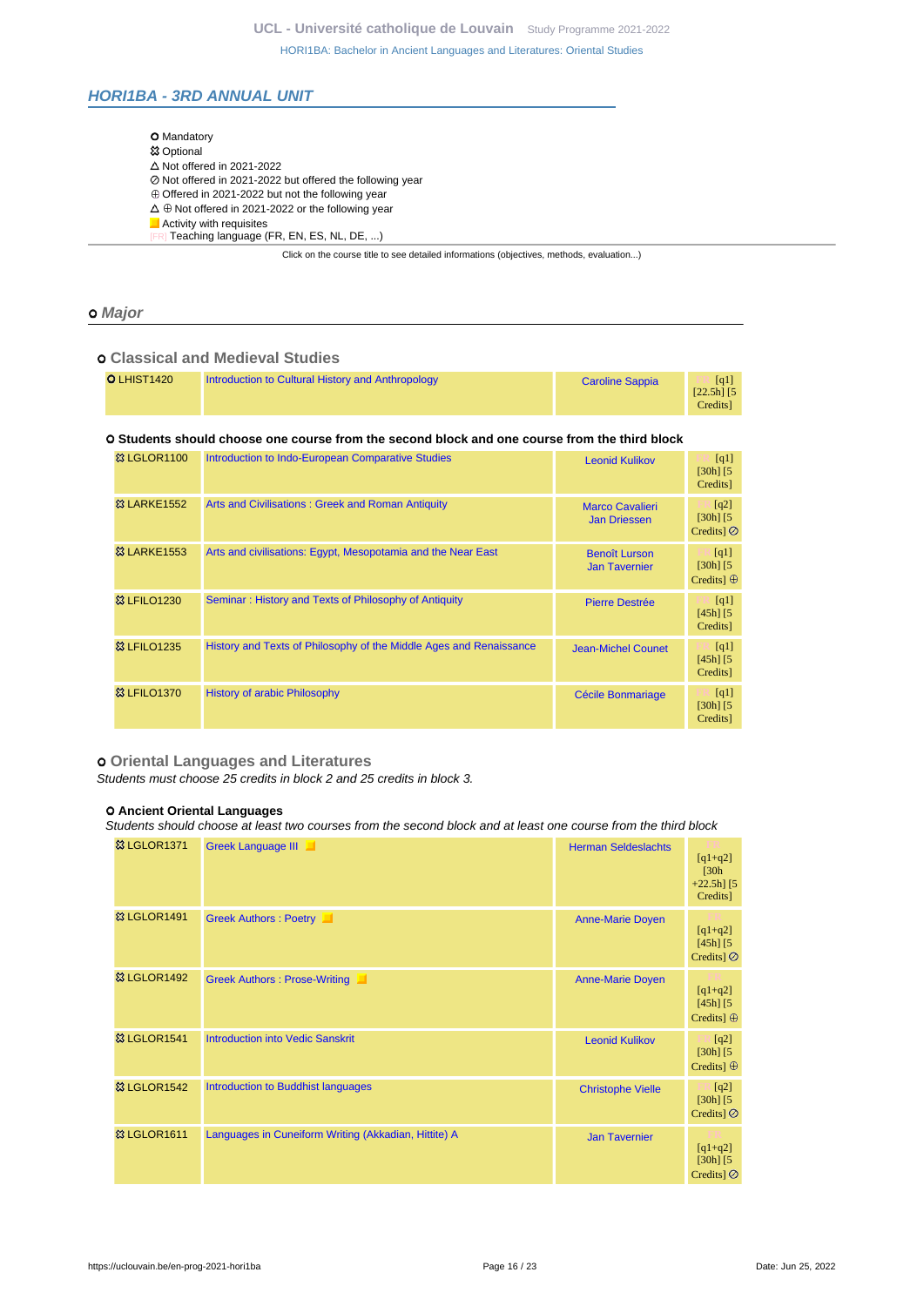## HORI1BA - 3RD ANNUAL UNIT

- O Mandatory
- ⚄ Optional
- △ Not offered in 2021-2022
- ⊘ Not offered in 2021-2022 but offered the following year
- ⊕ Offered in 2021-2022 but not the following year
- △ ⊕ Not offered in 2021-2022 or the following year
- Activity with requisites
- [FR] Teaching language (FR, EN, ES, NL, DE, ...)

Click on the course title to see detailed informations (objectives, methods, evaluation...)

### o Major

#### o Classical and Medieval Studies

| | | | |
|---|---|---|---|
| O LHIST1420 | Introduction to Cultural History and Anthropology | Caroline Sappia | FR [q1] [22.5h] [5 Credits] |

**O Students should choose one course from the second block and one course from the third block**

| | | | |
|---|---|---|---|
| ⚄ LGLOR1100 | Introduction to Indo-European Comparative Studies | Leonid Kulikov | FR [q1] [30h] [5 Credits] |
| ⚄ LARKE1552 | Arts and Civilisations : Greek and Roman Antiquity | Marco Cavalieri<br>Jan Driessen | FR [q2] [30h] [5 Credits] ⊘ |
| ⚄ LARKE1553 | Arts and civilisations: Egypt, Mesopotamia and the Near East | Benoît Lurson<br>Jan Tavernier | FR [q1] [30h] [5 Credits] ⊕ |
| ⚄ LFILO1230 | Seminar : History and Texts of Philosophy of Antiquity | Pierre Destrée | FR [q1] [45h] [5 Credits] |
| ⚄ LFILO1235 | History and Texts of Philosophy of the Middle Ages and Renaissance | Jean-Michel Counet | FR [q1] [45h] [5 Credits] |
| ⚄ LFILO1370 | History of arabic Philosophy | Cécile Bonmariage | FR [q1] [30h] [5 Credits] |

#### o Oriental Languages and Literatures

*Students must choose 25 credits in block 2 and 25 credits in block 3.*

**O Ancient Oriental Languages**

*Students should choose at least two courses from the second block and at least one course from the third block*

| | | | |
|---|---|---|---|
| ⚄ LGLOR1371 | Greek Language III | Herman Seldeslachts | FR [q1+q2] [30h +22.5h] [5 Credits] |
| ⚄ LGLOR1491 | Greek Authors : Poetry | Anne-Marie Doyen | FR [q1+q2] [45h] [5 Credits] ⊘ |
| ⚄ LGLOR1492 | Greek Authors : Prose-Writing | Anne-Marie Doyen | FR [q1+q2] [45h] [5 Credits] ⊕ |
| ⚄ LGLOR1541 | Introduction into Vedic Sanskrit | Leonid Kulikov | FR [q2] [30h] [5 Credits] ⊕ |
| ⚄ LGLOR1542 | Introduction to Buddhist languages | Christophe Vielle | FR [q2] [30h] [5 Credits] ⊘ |
| ⚄ LGLOR1611 | Languages in Cuneiform Writing (Akkadian, Hittite) A | Jan Tavernier | FR [q1+q2] [30h] [5 Credits] ⊘ |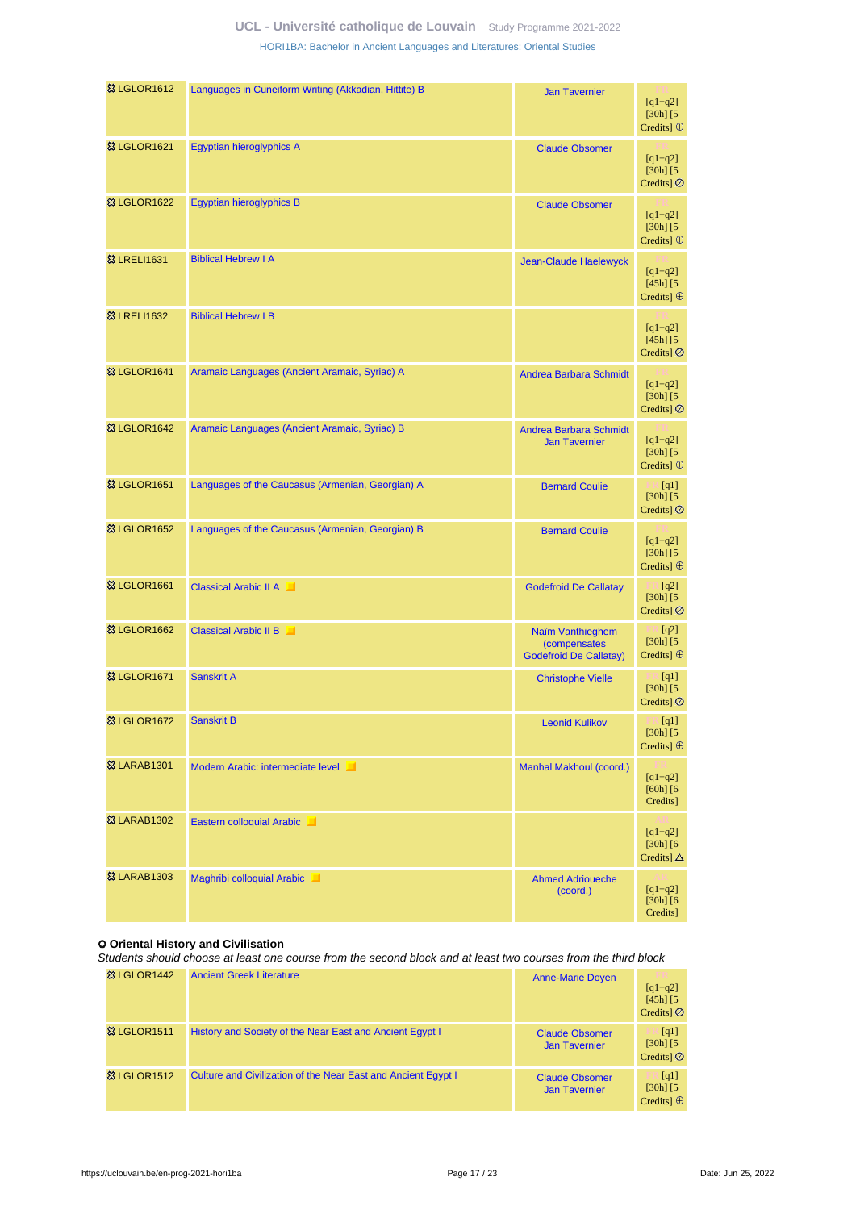| | | | |
|---|---|---|---|
| LGLOR1612 | Languages in Cuneiform Writing (Akkadian, Hittite) B | Jan Tavernier | FR [q1+q2] [30h] [5 Credits] ⊕ |
| LGLOR1621 | Egyptian hieroglyphics A | Claude Obsomer | FR [q1+q2] [30h] [5 Credits] ⊘ |
| LGLOR1622 | Egyptian hieroglyphics B | Claude Obsomer | FR [q1+q2] [30h] [5 Credits] ⊕ |
| LRELI1631 | Biblical Hebrew I A | Jean-Claude Haelewyck | FR [q1+q2] [45h] [5 Credits] ⊕ |
| LRELI1632 | Biblical Hebrew I B | | FR [q1+q2] [45h] [5 Credits] ⊘ |
| LGLOR1641 | Aramaic Languages (Ancient Aramaic, Syriac) A | Andrea Barbara Schmidt | FR [q1+q2] [30h] [5 Credits] ⊘ |
| LGLOR1642 | Aramaic Languages (Ancient Aramaic, Syriac) B | Andrea Barbara Schmidt<br>Jan Tavernier | FR [q1+q2] [30h] [5 Credits] ⊕ |
| LGLOR1651 | Languages of the Caucasus (Armenian, Georgian) A | Bernard Coulie | FR [q1] [30h] [5 Credits] ⊘ |
| LGLOR1652 | Languages of the Caucasus (Armenian, Georgian) B | Bernard Coulie | FR [q1+q2] [30h] [5 Credits] ⊕ |
| LGLOR1661 | Classical Arabic II A | Godefroid De Callatay | FR [q2] [30h] [5 Credits] ⊘ |
| LGLOR1662 | Classical Arabic II B | Naïm Vanthieghem (compensates Godefroid De Callatay) | FR [q2] [30h] [5 Credits] ⊕ |
| LGLOR1671 | Sanskrit A | Christophe Vielle | FR [q1] [30h] [5 Credits] ⊘ |
| LGLOR1672 | Sanskrit B | Leonid Kulikov | FR [q1] [30h] [5 Credits] ⊕ |
| LARAB1301 | Modern Arabic: intermediate level | Manhal Makhoul (coord.) | FR [q1+q2] [60h] [6 Credits] |
| LARAB1302 | Eastern colloquial Arabic | | AR [q1+q2] [30h] [6 Credits] △ |
| LARAB1303 | Maghribi colloquial Arabic | Ahmed Adrioueche (coord.) | AR [q1+q2] [30h] [6 Credits] |

**Oriental History and Civilisation**

*Students should choose at least one course from the second block and at least two courses from the third block*

| | | | |
|---|---|---|---|
| LGLOR1442 | Ancient Greek Literature | Anne-Marie Doyen | FR [q1+q2] [45h] [5 Credits] ⊘ |
| LGLOR1511 | History and Society of the Near East and Ancient Egypt I | Claude Obsomer<br>Jan Tavernier | FR [q1] [30h] [5 Credits] ⊘ |
| LGLOR1512 | Culture and Civilization of the Near East and Ancient Egypt I | Claude Obsomer<br>Jan Tavernier | FR [q1] [30h] [5 Credits] ⊕ |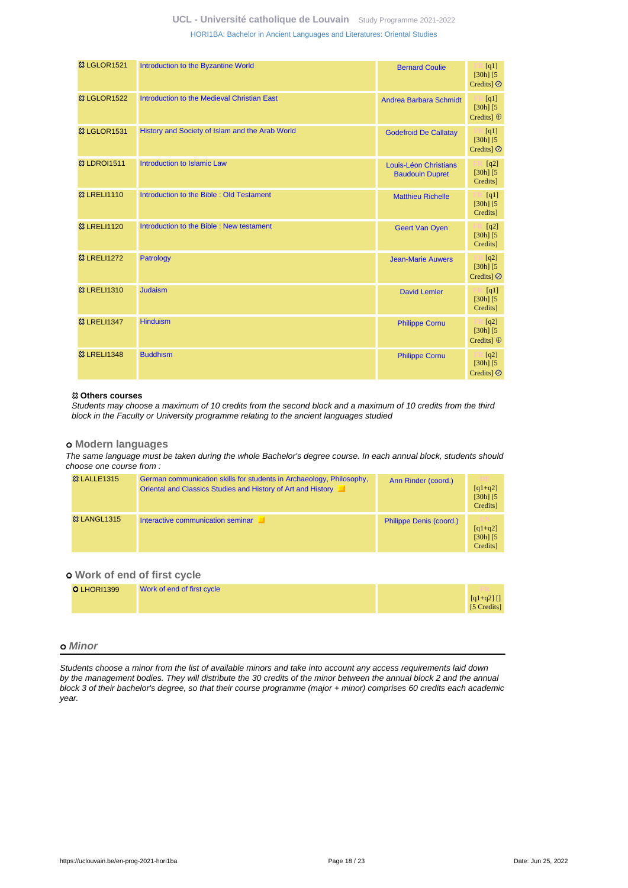| Code | Course | Lecturer(s) | Details |
|---|---|---|---|
| ⯐ LGLOR1521 | Introduction to the Byzantine World | Bernard Coulie | FR [q1] [30h] [5 Credits] ⊘ |
| ⯐ LGLOR1522 | Introduction to the Medieval Christian East | Andrea Barbara Schmidt | FR [q1] [30h] [5 Credits] ⊕ |
| ⯐ LGLOR1531 | History and Society of Islam and the Arab World | Godefroid De Callatay | FR [q1] [30h] [5 Credits] ⊘ |
| ⯐ LDROI1511 | Introduction to Islamic Law | Louis-Léon Christians, Baudouin Dupret | FR [q2] [30h] [5 Credits] |
| ⯐ LRELI1110 | Introduction to the Bible : Old Testament | Matthieu Richelle | FR [q1] [30h] [5 Credits] |
| ⯐ LRELI1120 | Introduction to the Bible : New testament | Geert Van Oyen | FR [q2] [30h] [5 Credits] |
| ⯐ LRELI1272 | Patrology | Jean-Marie Auwers | FR [q2] [30h] [5 Credits] ⊘ |
| ⯐ LRELI1310 | Judaism | David Lemler | FR [q1] [30h] [5 Credits] |
| ⯐ LRELI1347 | Hinduism | Philippe Cornu | FR [q2] [30h] [5 Credits] ⊕ |
| ⯐ LRELI1348 | Buddhism | Philippe Cornu | FR [q2] [30h] [5 Credits] ⊘ |

**⯐ Others courses**

*Students may choose a maximum of 10 credits from the second block and a maximum of 10 credits from the third block in the Faculty or University programme relating to the ancient languages studied*

### Modern languages

*The same language must be taken during the whole Bachelor's degree course. In each annual block, students should choose one course from :*

| Code | Course | Lecturer(s) | Details |
|---|---|---|---|
| ⯐ LALLE1315 | German communication skills for students in Archaeology, Philosophy, Oriental and Classics Studies and History of Art and History | Ann Rinder (coord.) | DE [q1+q2] [30h] [5 Credits] |
| ⯐ LANGL1315 | Interactive communication seminar | Philippe Denis (coord.) | EN [q1+q2] [30h] [5 Credits] |

### Work of end of first cycle

| Code | Course | Lecturer(s) | Details |
|---|---|---|---|
| O LHORI1399 | Work of end of first cycle | | FR [q1+q2] [] [5 Credits] |

## *Minor*

*Students choose a minor from the list of available minors and take into account any access requirements laid down by the management bodies. They will distribute the 30 credits of the minor between the annual block 2 and the annual block 3 of their bachelor's degree, so that their course programme (major + minor) comprises 60 credits each academic year.*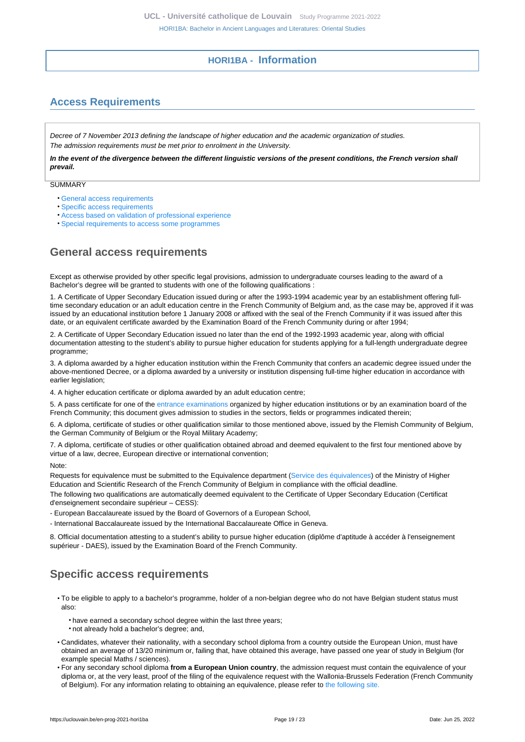## HORI1BA - Information

## Access Requirements

*Decree of 7 November 2013 defining the landscape of higher education and the academic organization of studies.*
*The admission requirements must be met prior to enrolment in the University.*

***In the event of the divergence between the different linguistic versions of the present conditions, the French version shall prevail.***

SUMMARY

- General access requirements
- Specific access requirements
- Access based on validation of professional experience
- Special requirements to access some programmes

## General access requirements

Except as otherwise provided by other specific legal provisions, admission to undergraduate courses leading to the award of a Bachelor's degree will be granted to students with one of the following qualifications :

1. A Certificate of Upper Secondary Education issued during or after the 1993-1994 academic year by an establishment offering full-time secondary education or an adult education centre in the French Community of Belgium and, as the case may be, approved if it was issued by an educational institution before 1 January 2008 or affixed with the seal of the French Community if it was issued after this date, or an equivalent certificate awarded by the Examination Board of the French Community during or after 1994;

2. A Certificate of Upper Secondary Education issued no later than the end of the 1992-1993 academic year, along with official documentation attesting to the student's ability to pursue higher education for students applying for a full-length undergraduate degree programme;

3. A diploma awarded by a higher education institution within the French Community that confers an academic degree issued under the above-mentioned Decree, or a diploma awarded by a university or institution dispensing full-time higher education in accordance with earlier legislation;

4. A higher education certificate or diploma awarded by an adult education centre;

5. A pass certificate for one of the entrance examinations organized by higher education institutions or by an examination board of the French Community; this document gives admission to studies in the sectors, fields or programmes indicated therein;

6. A diploma, certificate of studies or other qualification similar to those mentioned above, issued by the Flemish Community of Belgium, the German Community of Belgium or the Royal Military Academy;

7. A diploma, certificate of studies or other qualification obtained abroad and deemed equivalent to the first four mentioned above by virtue of a law, decree, European directive or international convention;

Note:

Requests for equivalence must be submitted to the Equivalence department (Service des équivalences) of the Ministry of Higher Education and Scientific Research of the French Community of Belgium in compliance with the official deadline.

The following two qualifications are automatically deemed equivalent to the Certificate of Upper Secondary Education (Certificat d'enseignement secondaire supérieur – CESS):

- European Baccalaureate issued by the Board of Governors of a European School,

- International Baccalaureate issued by the International Baccalaureate Office in Geneva.

8. Official documentation attesting to a student's ability to pursue higher education (diplôme d'aptitude à accéder à l'enseignement supérieur - DAES), issued by the Examination Board of the French Community.

## Specific access requirements

- To be eligible to apply to a bachelor's programme, holder of a non-belgian degree who do not have Belgian student status must also:
  - have earned a secondary school degree within the last three years;
  - not already hold a bachelor's degree; and,
- Candidates, whatever their nationality, with a secondary school diploma from a country outside the European Union, must have obtained an average of 13/20 minimum or, failing that, have obtained this average, have passed one year of study in Belgium (for example special Maths / sciences).
- For any secondary school diploma **from a European Union country**, the admission request must contain the equivalence of your diploma or, at the very least, proof of the filing of the equivalence request with the Wallonia-Brussels Federation (French Community of Belgium). For any information relating to obtaining an equivalence, please refer to the following site.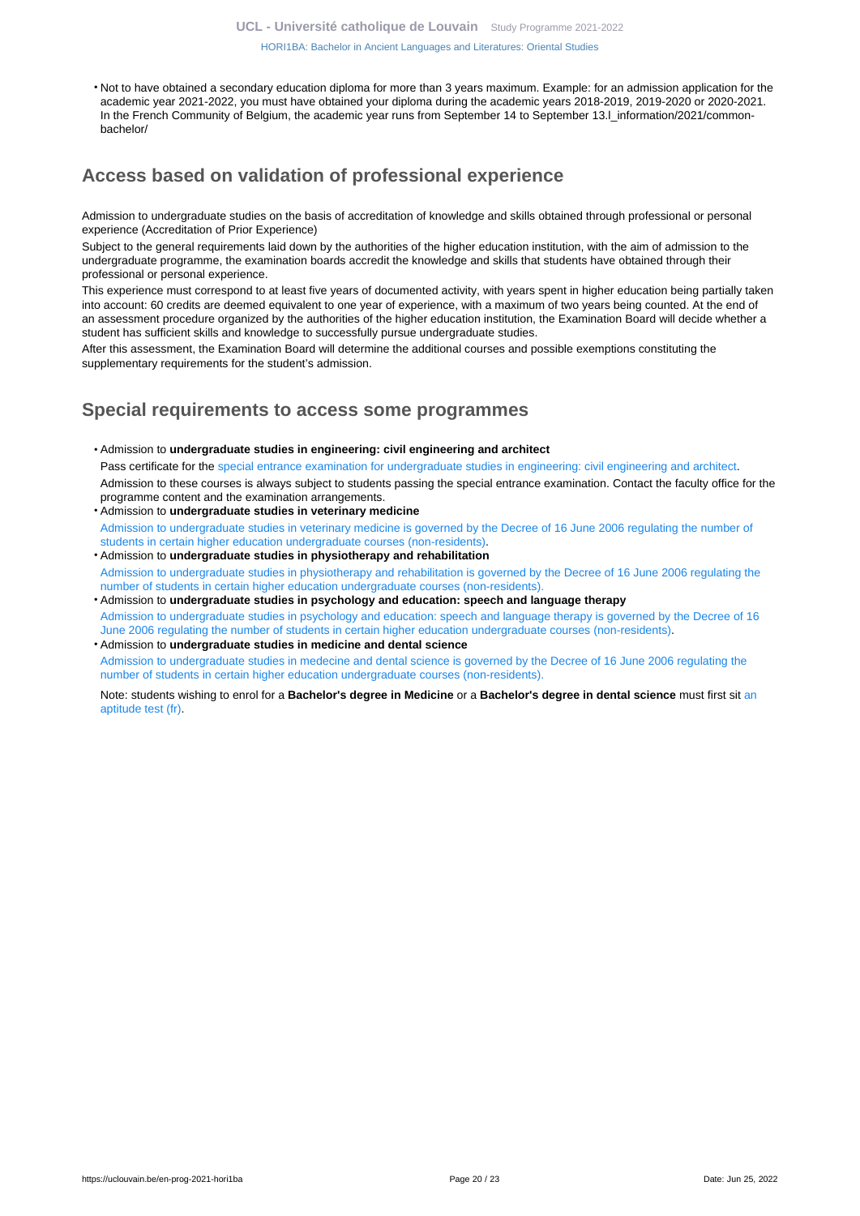- Not to have obtained a secondary education diploma for more than 3 years maximum. Example: for an admission application for the academic year 2021-2022, you must have obtained your diploma during the academic years 2018-2019, 2019-2020 or 2020-2021. In the French Community of Belgium, the academic year runs from September 14 to September 13.l_information/2021/common-bachelor/

## Access based on validation of professional experience

Admission to undergraduate studies on the basis of accreditation of knowledge and skills obtained through professional or personal experience (Accreditation of Prior Experience)

Subject to the general requirements laid down by the authorities of the higher education institution, with the aim of admission to the undergraduate programme, the examination boards accredit the knowledge and skills that students have obtained through their professional or personal experience.

This experience must correspond to at least five years of documented activity, with years spent in higher education being partially taken into account: 60 credits are deemed equivalent to one year of experience, with a maximum of two years being counted. At the end of an assessment procedure organized by the authorities of the higher education institution, the Examination Board will decide whether a student has sufficient skills and knowledge to successfully pursue undergraduate studies.

After this assessment, the Examination Board will determine the additional courses and possible exemptions constituting the supplementary requirements for the student's admission.

## Special requirements to access some programmes

- Admission to **undergraduate studies in engineering: civil engineering and architect**

  Pass certificate for the special entrance examination for undergraduate studies in engineering: civil engineering and architect.

  Admission to these courses is always subject to students passing the special entrance examination. Contact the faculty office for the programme content and the examination arrangements.
- Admission to **undergraduate studies in veterinary medicine**

  Admission to undergraduate studies in veterinary medicine is governed by the Decree of 16 June 2006 regulating the number of students in certain higher education undergraduate courses (non-residents).
- Admission to **undergraduate studies in physiotherapy and rehabilitation**

  Admission to undergraduate studies in physiotherapy and rehabilitation is governed by the Decree of 16 June 2006 regulating the number of students in certain higher education undergraduate courses (non-residents).
- Admission to **undergraduate studies in psychology and education: speech and language therapy**

  Admission to undergraduate studies in psychology and education: speech and language therapy is governed by the Decree of 16 June 2006 regulating the number of students in certain higher education undergraduate courses (non-residents).
- Admission to **undergraduate studies in medicine and dental science**

  Admission to undergraduate studies in medecine and dental science is governed by the Decree of 16 June 2006 regulating the number of students in certain higher education undergraduate courses (non-residents).

  Note: students wishing to enrol for a **Bachelor's degree in Medicine** or a **Bachelor's degree in dental science** must first sit an aptitude test (fr).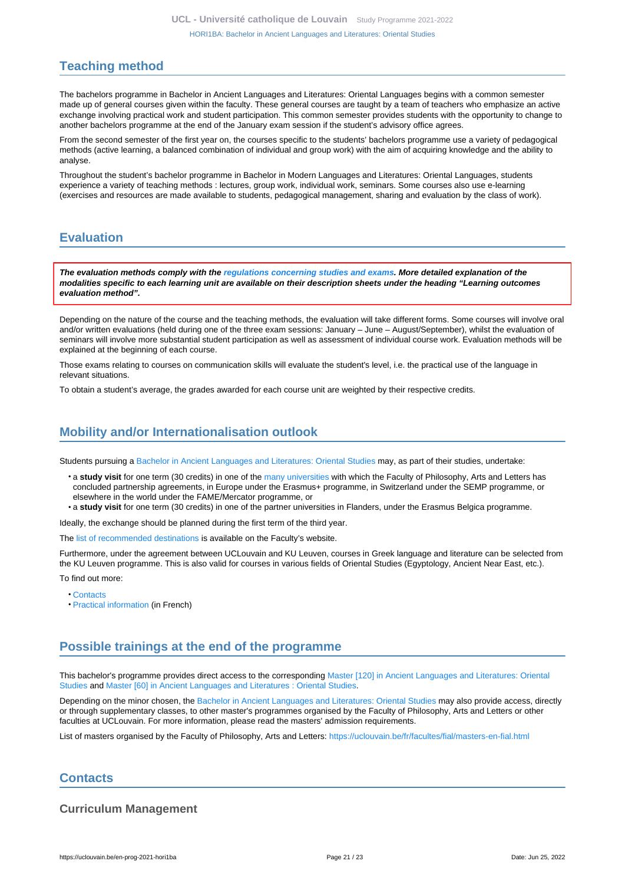## Teaching method

The bachelors programme in Bachelor in Ancient Languages and Literatures: Oriental Languages begins with a common semester made up of general courses given within the faculty. These general courses are taught by a team of teachers who emphasize an active exchange involving practical work and student participation. This common semester provides students with the opportunity to change to another bachelors programme at the end of the January exam session if the student's advisory office agrees.

From the second semester of the first year on, the courses specific to the students' bachelors programme use a variety of pedagogical methods (active learning, a balanced combination of individual and group work) with the aim of acquiring knowledge and the ability to analyse.

Throughout the student's bachelor programme in Bachelor in Modern Languages and Literatures: Oriental Languages, students experience a variety of teaching methods : lectures, group work, individual work, seminars. Some courses also use e-learning (exercises and resources are made available to students, pedagogical management, sharing and evaluation by the class of work).

## Evaluation

***The evaluation methods comply with the regulations concerning studies and exams. More detailed explanation of the modalities specific to each learning unit are available on their description sheets under the heading "Learning outcomes evaluation method".***

Depending on the nature of the course and the teaching methods, the evaluation will take different forms. Some courses will involve oral and/or written evaluations (held during one of the three exam sessions: January – June – August/September), whilst the evaluation of seminars will involve more substantial student participation as well as assessment of individual course work. Evaluation methods will be explained at the beginning of each course.

Those exams relating to courses on communication skills will evaluate the student's level, i.e. the practical use of the language in relevant situations.

To obtain a student's average, the grades awarded for each course unit are weighted by their respective credits.

## Mobility and/or Internationalisation outlook

Students pursuing a Bachelor in Ancient Languages and Literatures: Oriental Studies may, as part of their studies, undertake:

- a **study visit** for one term (30 credits) in one of the many universities with which the Faculty of Philosophy, Arts and Letters has concluded partnership agreements, in Europe under the Erasmus+ programme, in Switzerland under the SEMP programme, or elsewhere in the world under the FAME/Mercator programme, or
- a **study visit** for one term (30 credits) in one of the partner universities in Flanders, under the Erasmus Belgica programme.

Ideally, the exchange should be planned during the first term of the third year.

The list of recommended destinations is available on the Faculty's website.

Furthermore, under the agreement between UCLouvain and KU Leuven, courses in Greek language and literature can be selected from the KU Leuven programme. This is also valid for courses in various fields of Oriental Studies (Egyptology, Ancient Near East, etc.).

To find out more:

- Contacts
- Practical information (in French)

## Possible trainings at the end of the programme

This bachelor's programme provides direct access to the corresponding Master [120] in Ancient Languages and Literatures: Oriental Studies and Master [60] in Ancient Languages and Literatures : Oriental Studies.

Depending on the minor chosen, the Bachelor in Ancient Languages and Literatures: Oriental Studies may also provide access, directly or through supplementary classes, to other master's programmes organised by the Faculty of Philosophy, Arts and Letters or other faculties at UCLouvain. For more information, please read the masters' admission requirements.

List of masters organised by the Faculty of Philosophy, Arts and Letters: https://uclouvain.be/fr/facultes/fial/masters-en-fial.html

## Contacts

### Curriculum Management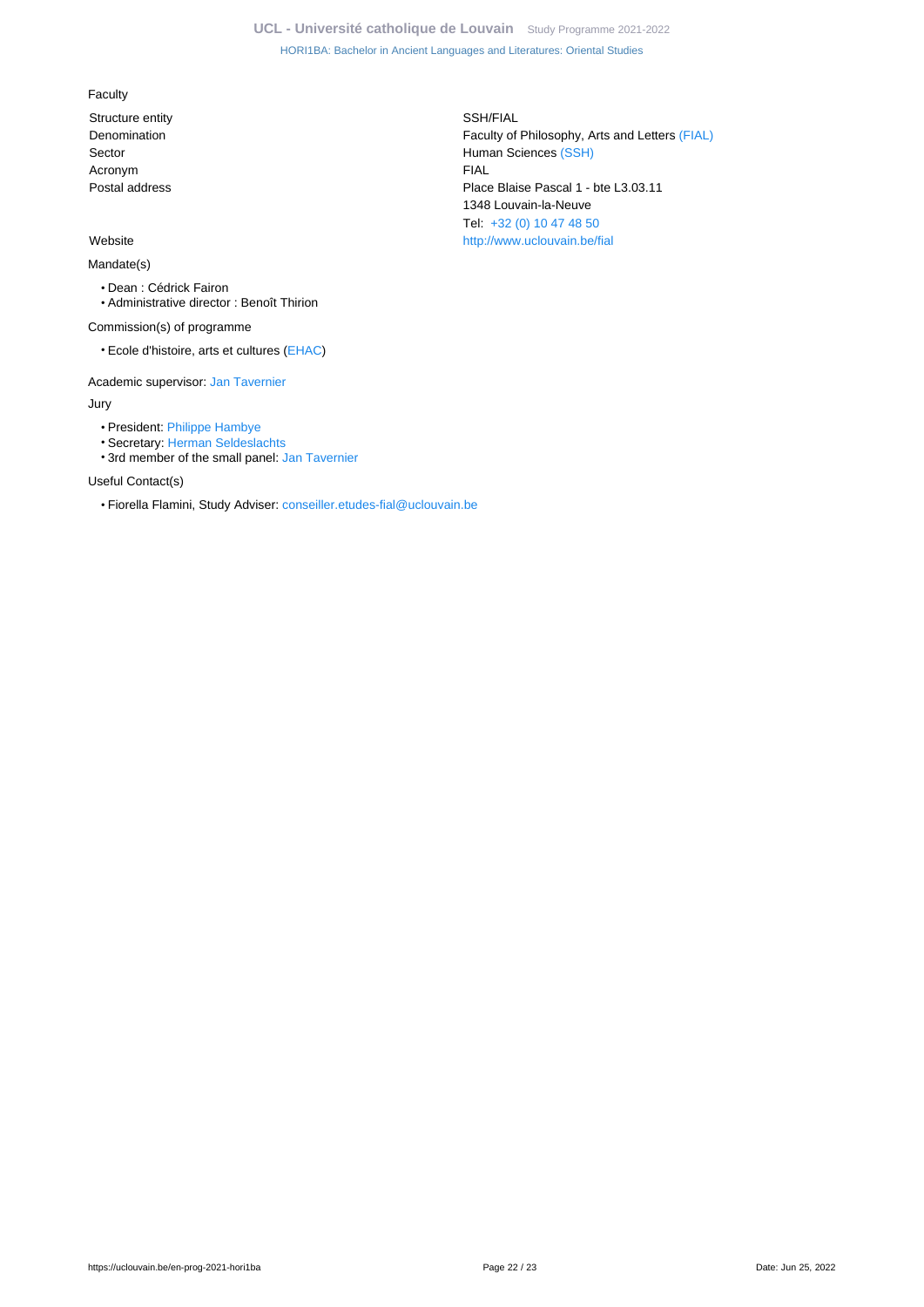Faculty

| | |
|---|---|
| Structure entity | SSH/FIAL |
| Denomination | Faculty of Philosophy, Arts and Letters (FIAL) |
| Sector | Human Sciences (SSH) |
| Acronym | FIAL |
| Postal address | Place Blaise Pascal 1 - bte L3.03.11<br>1348 Louvain-la-Neuve<br>Tel: +32 (0) 10 47 48 50 |
| Website | http://www.uclouvain.be/fial |

Mandate(s)

- Dean : Cédrick Fairon
- Administrative director : Benoît Thirion

Commission(s) of programme

- Ecole d'histoire, arts et cultures (EHAC)

Academic supervisor: Jan Tavernier

Jury

- President: Philippe Hambye
- Secretary: Herman Seldeslachts
- 3rd member of the small panel: Jan Tavernier

Useful Contact(s)

- Fiorella Flamini, Study Adviser: conseiller.etudes-fial@uclouvain.be